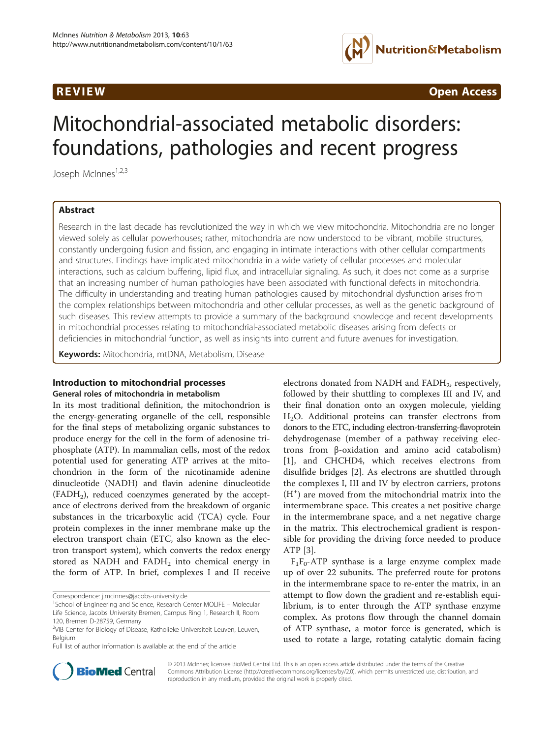**REVIEW** **Open Access**

# Mitochondrial-associated metabolic disorders: foundations, pathologies and recent progress

Joseph McInnes[1,2,3]

## Abstract

Research in the last decade has revolutionized the way in which we view mitochondria. Mitochondria are no longer viewed solely as cellular powerhouses; rather, mitochondria are now understood to be vibrant, mobile structures, constantly undergoing fusion and fission, and engaging in intimate interactions with other cellular compartments and structures. Findings have implicated mitochondria in a wide variety of cellular processes and molecular interactions, such as calcium buffering, lipid flux, and intracellular signaling. As such, it does not come as a surprise that an increasing number of human pathologies have been associated with functional defects in mitochondria. The difficulty in understanding and treating human pathologies caused by mitochondrial dysfunction arises from the complex relationships between mitochondria and other cellular processes, as well as the genetic background of such diseases. This review attempts to provide a summary of the background knowledge and recent developments in mitochondrial processes relating to mitochondrial-associated metabolic diseases arising from defects or deficiencies in mitochondrial function, as well as insights into current and future avenues for investigation.

**Keywords:** Mitochondria, mtDNA, Metabolism, Disease

## Introduction to mitochondrial processes

### General roles of mitochondria in metabolism

In its most traditional definition, the mitochondrion is the energy-generating organelle of the cell, responsible for the final steps of metabolizing organic substances to produce energy for the cell in the form of adenosine triphosphate (ATP). In mammalian cells, most of the redox potential used for generating ATP arrives at the mitochondrion in the form of the nicotinamide adenine dinucleotide (NADH) and flavin adenine dinucleotide ($FADH_2$), reduced coenzymes generated by the acceptance of electrons derived from the breakdown of organic substances in the tricarboxylic acid (TCA) cycle. Four protein complexes in the inner membrane make up the electron transport chain (ETC, also known as the electron transport system), which converts the redox energy stored as NADH and $FADH_2$ into chemical energy in the form of ATP. In brief, complexes I and II receive electrons donated from NADH and $FADH_2$, respectively, followed by their shuttling to complexes III and IV, and their final donation onto an oxygen molecule, yielding $H_2O$. Additional proteins can transfer electrons from donors to the ETC, including electron-transferring-flavoprotein dehydrogenase (member of a pathway receiving electrons from β-oxidation and amino acid catabolism) [1], and CHCHD4, which receives electrons from disulfide bridges [2]. As electrons are shuttled through the complexes I, III and IV by electron carriers, protons ($H^+$) are moved from the mitochondrial matrix into the intermembrane space. This creates a net positive charge in the intermembrane space, and a net negative charge in the matrix. This electrochemical gradient is responsible for providing the driving force needed to produce ATP [3].

$F_1F_0$-ATP synthase is a large enzyme complex made up of over 22 subunits. The preferred route for protons in the intermembrane space to re-enter the matrix, in an attempt to flow down the gradient and re-establish equilibrium, is to enter through the ATP synthase enzyme complex. As protons flow through the channel domain of ATP synthase, a motor force is generated, which is used to rotate a large, rotating catalytic domain facing

Correspondence: j.mcinnes@jacobs-university.de
[1]School of Engineering and Science, Research Center MOLIFE – Molecular Life Science, Jacobs University Bremen, Campus Ring 1, Research II, Room 120, Bremen D-28759, Germany
[2]VIB Center for Biology of Disease, Katholieke Universiteit Leuven, Leuven, Belgium
Full list of author information is available at the end of the article

© 2013 McInnes; licensee BioMed Central Ltd. This is an open access article distributed under the terms of the Creative Commons Attribution License (http://creativecommons.org/licenses/by/2.0), which permits unrestricted use, distribution, and reproduction in any medium, provided the original work is properly cited.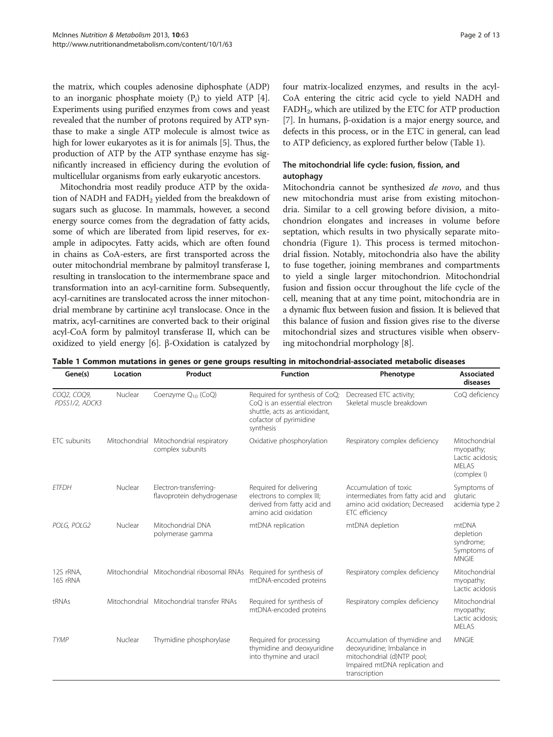the matrix, which couples adenosine diphosphate (ADP) to an inorganic phosphate moiety ($P_i$) to yield ATP [4]. Experiments using purified enzymes from cows and yeast revealed that the number of protons required by ATP synthase to make a single ATP molecule is almost twice as high for lower eukaryotes as it is for animals [5]. Thus, the production of ATP by the ATP synthase enzyme has significantly increased in efficiency during the evolution of multicellular organisms from early eukaryotic ancestors.

Mitochondria most readily produce ATP by the oxidation of NADH and $FADH_2$ yielded from the breakdown of sugars such as glucose. In mammals, however, a second energy source comes from the degradation of fatty acids, some of which are liberated from lipid reserves, for example in adipocytes. Fatty acids, which are often found in chains as CoA-esters, are first transported across the outer mitochondrial membrane by palmitoyl transferase I, resulting in translocation to the intermembrane space and transformation into an acyl-carnitine form. Subsequently, acyl-carnitines are translocated across the inner mitochondrial membrane by cartinine acyl translocase. Once in the matrix, acyl-carnitines are converted back to their original acyl-CoA form by palmitoyl transferase II, which can be oxidized to yield energy [6]. β-Oxidation is catalyzed by four matrix-localized enzymes, and results in the acyl-CoA entering the citric acid cycle to yield NADH and $FADH_2$, which are utilized by the ETC for ATP production [7]. In humans, β-oxidation is a major energy source, and defects in this process, or in the ETC in general, can lead to ATP deficiency, as explored further below (Table 1).

## The mitochondrial life cycle: fusion, fission, and autophagy

Mitochondria cannot be synthesized *de novo*, and thus new mitochondria must arise from existing mitochondria. Similar to a cell growing before division, a mitochondrion elongates and increases in volume before septation, which results in two physically separate mitochondria (Figure 1). This process is termed mitochondrial fission. Notably, mitochondria also have the ability to fuse together, joining membranes and compartments to yield a single larger mitochondrion. Mitochondrial fusion and fission occur throughout the life cycle of the cell, meaning that at any time point, mitochondria are in a dynamic flux between fusion and fission. It is believed that this balance of fusion and fission gives rise to the diverse mitochondrial sizes and structures visible when observing mitochondrial morphology [8].

**Table 1 Common mutations in genes or gene groups resulting in mitochondrial-associated metabolic diseases**

| Gene(s) | Location | Product | Function | Phenotype | Associated diseases |
|---|---|---|---|---|---|
| *COQ2, COQ9, PDSS1/2, ADCK3* | Nuclear | Coenzyme $Q_{10}$ (CoQ) | Required for synthesis of CoQ; CoQ is an essential electron shuttle, acts as antioxidant, cofactor of pyrimidine synthesis | Decreased ETC activity; Skeletal muscle breakdown | CoQ deficiency |
| ETC subunits | Mitochondrial | Mitochondrial respiratory complex subunits | Oxidative phosphorylation | Respiratory complex deficiency | Mitochondrial myopathy; Lactic acidosis; MELAS (complex I) |
| *ETFDH* | Nuclear | Electron-transferring-flavoprotein dehydrogenase | Required for delivering electrons to complex III; derived from fatty acid and amino acid oxidation | Accumulation of toxic intermediates from fatty acid and amino acid oxidation; Decreased ETC efficiency | Symptoms of glutaric acidemia type 2 |
| *POLG, POLG2* | Nuclear | Mitochondrial DNA polymerase gamma | mtDNA replication | mtDNA depletion | mtDNA depletion syndrome; Symptoms of MNGIE |
| 12S rRNA, 16S rRNA | Mitochondrial | Mitochondrial ribosomal RNAs | Required for synthesis of mtDNA-encoded proteins | Respiratory complex deficiency | Mitochondrial myopathy; Lactic acidosis |
| tRNAs | Mitochondrial | Mitochondrial transfer RNAs | Required for synthesis of mtDNA-encoded proteins | Respiratory complex deficiency | Mitochondrial myopathy; Lactic acidosis; MELAS |
| *TYMP* | Nuclear | Thymidine phosphorylase | Required for processing thymidine and deoxyuridine into thymine and uracil | Accumulation of thymidine and deoxyuridine; Imbalance in mitochondrial (d)NTP pool; Impaired mtDNA replication and transcription | MNGIE |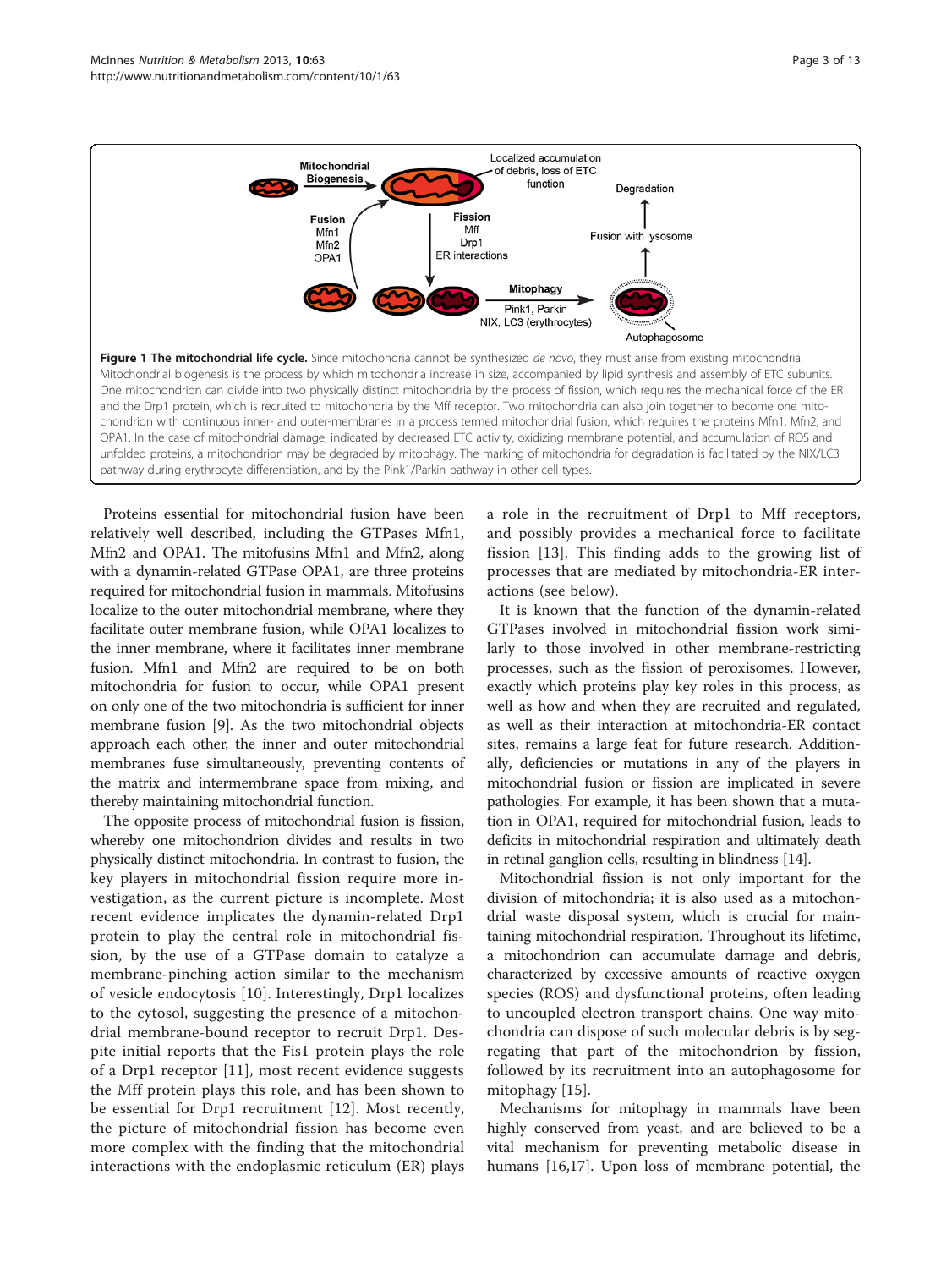**Figure 1 The mitochondrial life cycle.** Since mitochondria cannot be synthesized *de novo*, they must arise from existing mitochondria. Mitochondrial biogenesis is the process by which mitochondria increase in size, accompanied by lipid synthesis and assembly of ETC subunits. One mitochondrion can divide into two physically distinct mitochondria by the process of fission, which requires the mechanical force of the ER and the Drp1 protein, which is recruited to mitochondria by the Mff receptor. Two mitochondria can also join together to become one mitochondrion with continuous inner- and outer-membranes in a process termed mitochondrial fusion, which requires the proteins Mfn1, Mfn2, and OPA1. In the case of mitochondrial damage, indicated by decreased ETC activity, oxidizing membrane potential, and accumulation of ROS and unfolded proteins, a mitochondrion may be degraded by mitophagy. The marking of mitochondria for degradation is facilitated by the NIX/LC3 pathway during erythrocyte differentiation, and by the Pink1/Parkin pathway in other cell types.

Proteins essential for mitochondrial fusion have been relatively well described, including the GTPases Mfn1, Mfn2 and OPA1. The mitofusins Mfn1 and Mfn2, along with a dynamin-related GTPase OPA1, are three proteins required for mitochondrial fusion in mammals. Mitofusins localize to the outer mitochondrial membrane, where they facilitate outer membrane fusion, while OPA1 localizes to the inner membrane, where it facilitates inner membrane fusion. Mfn1 and Mfn2 are required to be on both mitochondria for fusion to occur, while OPA1 present on only one of the two mitochondria is sufficient for inner membrane fusion [9]. As the two mitochondrial objects approach each other, the inner and outer mitochondrial membranes fuse simultaneously, preventing contents of the matrix and intermembrane space from mixing, and thereby maintaining mitochondrial function.

The opposite process of mitochondrial fusion is fission, whereby one mitochondrion divides and results in two physically distinct mitochondria. In contrast to fusion, the key players in mitochondrial fission require more investigation, as the current picture is incomplete. Most recent evidence implicates the dynamin-related Drp1 protein to play the central role in mitochondrial fission, by the use of a GTPase domain to catalyze a membrane-pinching action similar to the mechanism of vesicle endocytosis [10]. Interestingly, Drp1 localizes to the cytosol, suggesting the presence of a mitochondrial membrane-bound receptor to recruit Drp1. Despite initial reports that the Fis1 protein plays the role of a Drp1 receptor [11], most recent evidence suggests the Mff protein plays this role, and has been shown to be essential for Drp1 recruitment [12]. Most recently, the picture of mitochondrial fission has become even more complex with the finding that the mitochondrial interactions with the endoplasmic reticulum (ER) plays a role in the recruitment of Drp1 to Mff receptors, and possibly provides a mechanical force to facilitate fission [13]. This finding adds to the growing list of processes that are mediated by mitochondria-ER interactions (see below).

It is known that the function of the dynamin-related GTPases involved in mitochondrial fission work similarly to those involved in other membrane-restricting processes, such as the fission of peroxisomes. However, exactly which proteins play key roles in this process, as well as how and when they are recruited and regulated, as well as their interaction at mitochondria-ER contact sites, remains a large feat for future research. Additionally, deficiencies or mutations in any of the players in mitochondrial fusion or fission are implicated in severe pathologies. For example, it has been shown that a mutation in OPA1, required for mitochondrial fusion, leads to deficits in mitochondrial respiration and ultimately death in retinal ganglion cells, resulting in blindness [14].

Mitochondrial fission is not only important for the division of mitochondria; it is also used as a mitochondrial waste disposal system, which is crucial for maintaining mitochondrial respiration. Throughout its lifetime, a mitochondrion can accumulate damage and debris, characterized by excessive amounts of reactive oxygen species (ROS) and dysfunctional proteins, often leading to uncoupled electron transport chains. One way mitochondria can dispose of such molecular debris is by segregating that part of the mitochondrion by fission, followed by its recruitment into an autophagosome for mitophagy [15].

Mechanisms for mitophagy in mammals have been highly conserved from yeast, and are believed to be a vital mechanism for preventing metabolic disease in humans [16,17]. Upon loss of membrane potential, the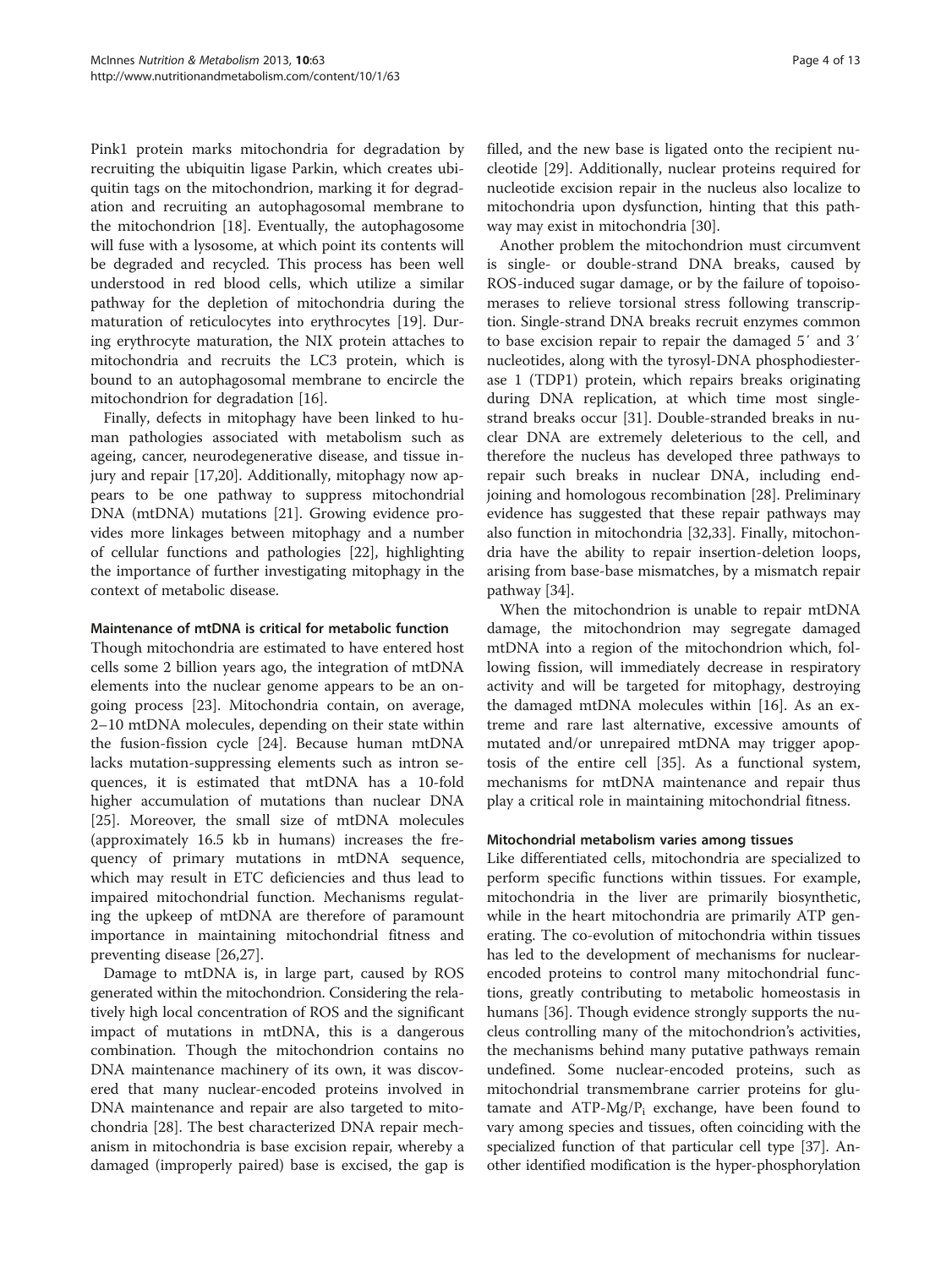Pink1 protein marks mitochondria for degradation by recruiting the ubiquitin ligase Parkin, which creates ubiquitin tags on the mitochondrion, marking it for degradation and recruiting an autophagosomal membrane to the mitochondrion [18]. Eventually, the autophagosome will fuse with a lysosome, at which point its contents will be degraded and recycled. This process has been well understood in red blood cells, which utilize a similar pathway for the depletion of mitochondria during the maturation of reticulocytes into erythrocytes [19]. During erythrocyte maturation, the NIX protein attaches to mitochondria and recruits the LC3 protein, which is bound to an autophagosomal membrane to encircle the mitochondrion for degradation [16].

Finally, defects in mitophagy have been linked to human pathologies associated with metabolism such as ageing, cancer, neurodegenerative disease, and tissue injury and repair [17,20]. Additionally, mitophagy now appears to be one pathway to suppress mitochondrial DNA (mtDNA) mutations [21]. Growing evidence provides more linkages between mitophagy and a number of cellular functions and pathologies [22], highlighting the importance of further investigating mitophagy in the context of metabolic disease.

### Maintenance of mtDNA is critical for metabolic function

Though mitochondria are estimated to have entered host cells some 2 billion years ago, the integration of mtDNA elements into the nuclear genome appears to be an ongoing process [23]. Mitochondria contain, on average, 2–10 mtDNA molecules, depending on their state within the fusion-fission cycle [24]. Because human mtDNA lacks mutation-suppressing elements such as intron sequences, it is estimated that mtDNA has a 10-fold higher accumulation of mutations than nuclear DNA [25]. Moreover, the small size of mtDNA molecules (approximately 16.5 kb in humans) increases the frequency of primary mutations in mtDNA sequence, which may result in ETC deficiencies and thus lead to impaired mitochondrial function. Mechanisms regulating the upkeep of mtDNA are therefore of paramount importance in maintaining mitochondrial fitness and preventing disease [26,27].

Damage to mtDNA is, in large part, caused by ROS generated within the mitochondrion. Considering the relatively high local concentration of ROS and the significant impact of mutations in mtDNA, this is a dangerous combination. Though the mitochondrion contains no DNA maintenance machinery of its own, it was discovered that many nuclear-encoded proteins involved in DNA maintenance and repair are also targeted to mitochondria [28]. The best characterized DNA repair mechanism in mitochondria is base excision repair, whereby a damaged (improperly paired) base is excised, the gap is filled, and the new base is ligated onto the recipient nucleotide [29]. Additionally, nuclear proteins required for nucleotide excision repair in the nucleus also localize to mitochondria upon dysfunction, hinting that this pathway may exist in mitochondria [30].

Another problem the mitochondrion must circumvent is single- or double-strand DNA breaks, caused by ROS-induced sugar damage, or by the failure of topoisomerases to relieve torsional stress following transcription. Single-strand DNA breaks recruit enzymes common to base excision repair to repair the damaged 5′ and 3′ nucleotides, along with the tyrosyl-DNA phosphodiesterase 1 (TDP1) protein, which repairs breaks originating during DNA replication, at which time most single-strand breaks occur [31]. Double-stranded breaks in nuclear DNA are extremely deleterious to the cell, and therefore the nucleus has developed three pathways to repair such breaks in nuclear DNA, including end-joining and homologous recombination [28]. Preliminary evidence has suggested that these repair pathways may also function in mitochondria [32,33]. Finally, mitochondria have the ability to repair insertion-deletion loops, arising from base-base mismatches, by a mismatch repair pathway [34].

When the mitochondrion is unable to repair mtDNA damage, the mitochondrion may segregate damaged mtDNA into a region of the mitochondrion which, following fission, will immediately decrease in respiratory activity and will be targeted for mitophagy, destroying the damaged mtDNA molecules within [16]. As an extreme and rare last alternative, excessive amounts of mutated and/or unrepaired mtDNA may trigger apoptosis of the entire cell [35]. As a functional system, mechanisms for mtDNA maintenance and repair thus play a critical role in maintaining mitochondrial fitness.

### Mitochondrial metabolism varies among tissues

Like differentiated cells, mitochondria are specialized to perform specific functions within tissues. For example, mitochondria in the liver are primarily biosynthetic, while in the heart mitochondria are primarily ATP generating. The co-evolution of mitochondria within tissues has led to the development of mechanisms for nuclear-encoded proteins to control many mitochondrial functions, greatly contributing to metabolic homeostasis in humans [36]. Though evidence strongly supports the nucleus controlling many of the mitochondrion's activities, the mechanisms behind many putative pathways remain undefined. Some nuclear-encoded proteins, such as mitochondrial transmembrane carrier proteins for glutamate and ATP-Mg/$P_i$ exchange, have been found to vary among species and tissues, often coinciding with the specialized function of that particular cell type [37]. Another identified modification is the hyper-phosphorylation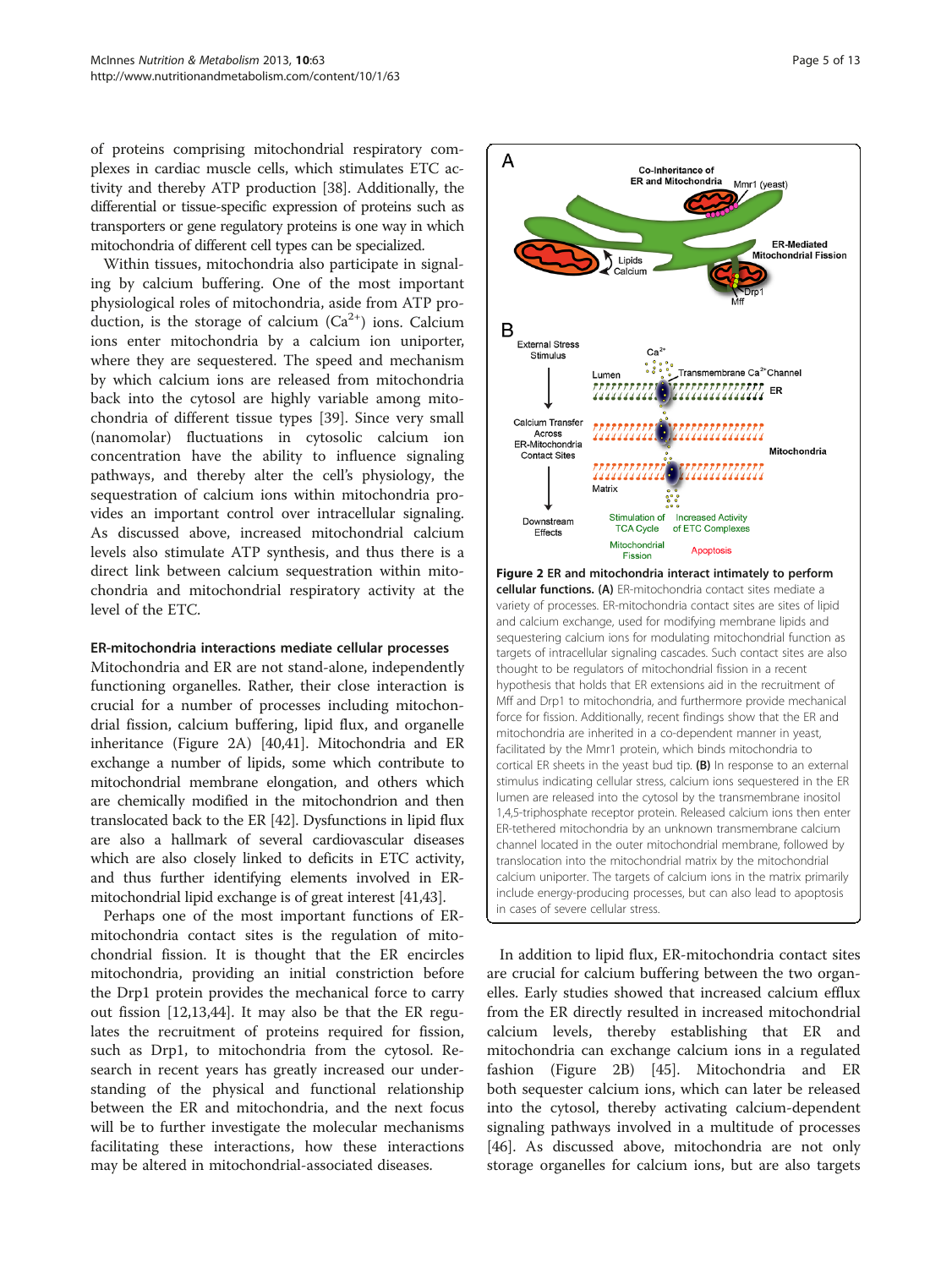of proteins comprising mitochondrial respiratory complexes in cardiac muscle cells, which stimulates ETC activity and thereby ATP production [38]. Additionally, the differential or tissue-specific expression of proteins such as transporters or gene regulatory proteins is one way in which mitochondria of different cell types can be specialized.

Within tissues, mitochondria also participate in signaling by calcium buffering. One of the most important physiological roles of mitochondria, aside from ATP production, is the storage of calcium ($Ca^{2+}$) ions. Calcium ions enter mitochondria by a calcium ion uniporter, where they are sequestered. The speed and mechanism by which calcium ions are released from mitochondria back into the cytosol are highly variable among mitochondria of different tissue types [39]. Since very small (nanomolar) fluctuations in cytosolic calcium ion concentration have the ability to influence signaling pathways, and thereby alter the cell's physiology, the sequestration of calcium ions within mitochondria provides an important control over intracellular signaling. As discussed above, increased mitochondrial calcium levels also stimulate ATP synthesis, and thus there is a direct link between calcium sequestration within mitochondria and mitochondrial respiratory activity at the level of the ETC.

### ER-mitochondria interactions mediate cellular processes

Mitochondria and ER are not stand-alone, independently functioning organelles. Rather, their close interaction is crucial for a number of processes including mitochondrial fission, calcium buffering, lipid flux, and organelle inheritance (Figure 2A) [40,41]. Mitochondria and ER exchange a number of lipids, some which contribute to mitochondrial membrane elongation, and others which are chemically modified in the mitochondrion and then translocated back to the ER [42]. Dysfunctions in lipid flux are also a hallmark of several cardiovascular diseases which are also closely linked to deficits in ETC activity, and thus further identifying elements involved in ER-mitochondrial lipid exchange is of great interest [41,43].

Perhaps one of the most important functions of ER-mitochondria contact sites is the regulation of mitochondrial fission. It is thought that the ER encircles mitochondria, providing an initial constriction before the Drp1 protein provides the mechanical force to carry out fission [12,13,44]. It may also be that the ER regulates the recruitment of proteins required for fission, such as Drp1, to mitochondria from the cytosol. Research in recent years has greatly increased our understanding of the physical and functional relationship between the ER and mitochondria, and the next focus will be to further investigate the molecular mechanisms facilitating these interactions, how these interactions may be altered in mitochondrial-associated diseases.

**Figure 2 ER and mitochondria interact intimately to perform cellular functions. (A)** ER-mitochondria contact sites mediate a variety of processes. ER-mitochondria contact sites are sites of lipid and calcium exchange, used for modifying membrane lipids and sequestering calcium ions for modulating mitochondrial function as targets of intracellular signaling cascades. Such contact sites are also thought to be regulators of mitochondrial fission in a recent hypothesis that holds that ER extensions aid in the recruitment of Mff and Drp1 to mitochondria, and furthermore provide mechanical force for fission. Additionally, recent findings show that the ER and mitochondria are inherited in a co-dependent manner in yeast, facilitated by the Mmr1 protein, which binds mitochondria to cortical ER sheets in the yeast bud tip. **(B)** In response to an external stimulus indicating cellular stress, calcium ions sequestered in the ER lumen are released into the cytosol by the transmembrane inositol 1,4,5-triphosphate receptor protein. Released calcium ions then enter ER-tethered mitochondria by an unknown transmembrane calcium channel located in the outer mitochondrial membrane, followed by translocation into the mitochondrial matrix by the mitochondrial calcium uniporter. The targets of calcium ions in the matrix primarily include energy-producing processes, but can also lead to apoptosis in cases of severe cellular stress.

In addition to lipid flux, ER-mitochondria contact sites are crucial for calcium buffering between the two organelles. Early studies showed that increased calcium efflux from the ER directly resulted in increased mitochondrial calcium levels, thereby establishing that ER and mitochondria can exchange calcium ions in a regulated fashion (Figure 2B) [45]. Mitochondria and ER both sequester calcium ions, which can later be released into the cytosol, thereby activating calcium-dependent signaling pathways involved in a multitude of processes [46]. As discussed above, mitochondria are not only storage organelles for calcium ions, but are also targets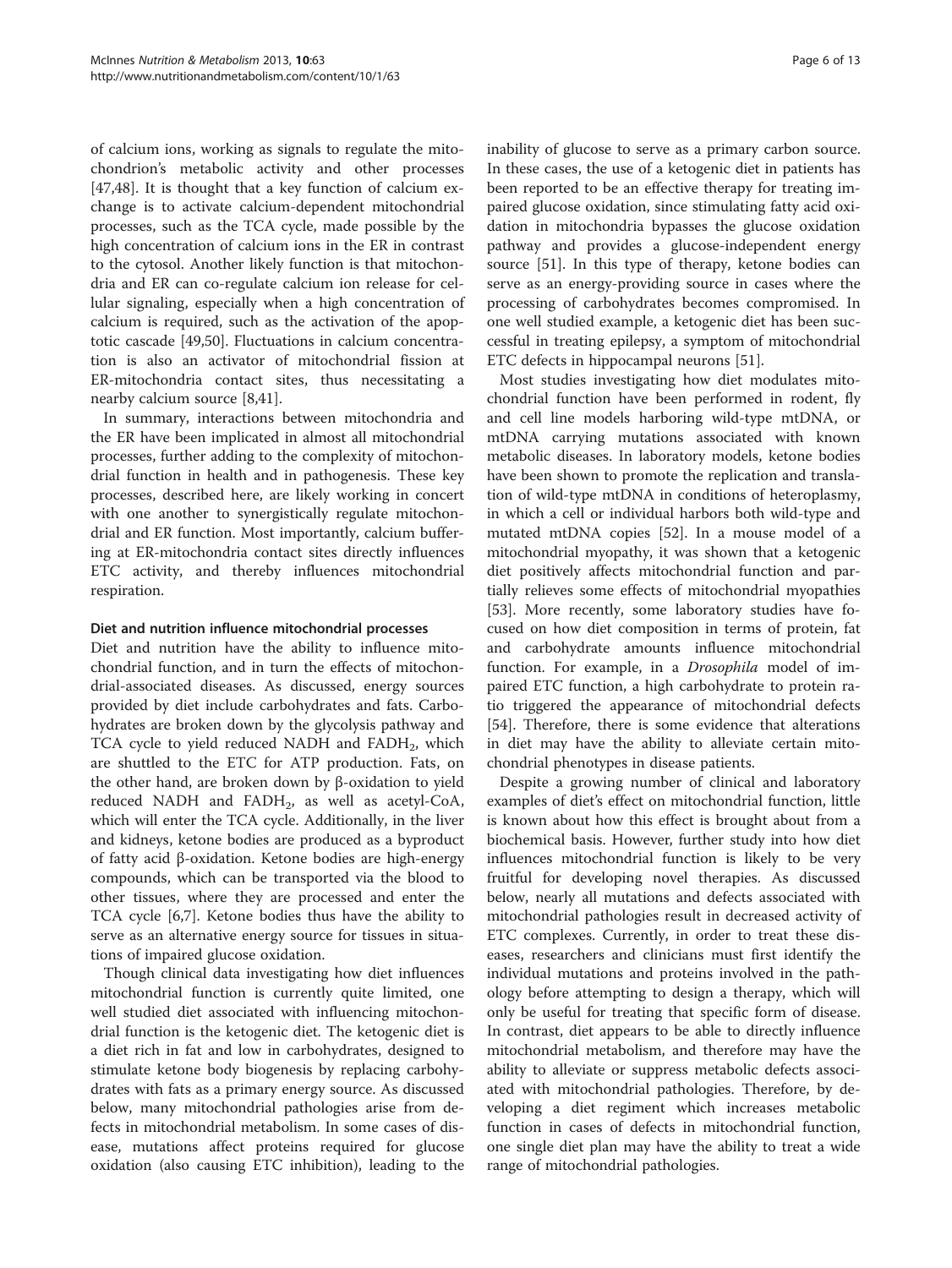of calcium ions, working as signals to regulate the mitochondrion's metabolic activity and other processes [47,48]. It is thought that a key function of calcium exchange is to activate calcium-dependent mitochondrial processes, such as the TCA cycle, made possible by the high concentration of calcium ions in the ER in contrast to the cytosol. Another likely function is that mitochondria and ER can co-regulate calcium ion release for cellular signaling, especially when a high concentration of calcium is required, such as the activation of the apoptotic cascade [49,50]. Fluctuations in calcium concentration is also an activator of mitochondrial fission at ER-mitochondria contact sites, thus necessitating a nearby calcium source [8,41].

In summary, interactions between mitochondria and the ER have been implicated in almost all mitochondrial processes, further adding to the complexity of mitochondrial function in health and in pathogenesis. These key processes, described here, are likely working in concert with one another to synergistically regulate mitochondrial and ER function. Most importantly, calcium buffering at ER-mitochondria contact sites directly influences ETC activity, and thereby influences mitochondrial respiration.

### Diet and nutrition influence mitochondrial processes

Diet and nutrition have the ability to influence mitochondrial function, and in turn the effects of mitochondrial-associated diseases. As discussed, energy sources provided by diet include carbohydrates and fats. Carbohydrates are broken down by the glycolysis pathway and TCA cycle to yield reduced NADH and $FADH_2$, which are shuttled to the ETC for ATP production. Fats, on the other hand, are broken down by β-oxidation to yield reduced NADH and $FADH_2$, as well as acetyl-CoA, which will enter the TCA cycle. Additionally, in the liver and kidneys, ketone bodies are produced as a byproduct of fatty acid β-oxidation. Ketone bodies are high-energy compounds, which can be transported via the blood to other tissues, where they are processed and enter the TCA cycle [6,7]. Ketone bodies thus have the ability to serve as an alternative energy source for tissues in situations of impaired glucose oxidation.

Though clinical data investigating how diet influences mitochondrial function is currently quite limited, one well studied diet associated with influencing mitochondrial function is the ketogenic diet. The ketogenic diet is a diet rich in fat and low in carbohydrates, designed to stimulate ketone body biogenesis by replacing carbohydrates with fats as a primary energy source. As discussed below, many mitochondrial pathologies arise from defects in mitochondrial metabolism. In some cases of disease, mutations affect proteins required for glucose oxidation (also causing ETC inhibition), leading to the inability of glucose to serve as a primary carbon source. In these cases, the use of a ketogenic diet in patients has been reported to be an effective therapy for treating impaired glucose oxidation, since stimulating fatty acid oxidation in mitochondria bypasses the glucose oxidation pathway and provides a glucose-independent energy source [51]. In this type of therapy, ketone bodies can serve as an energy-providing source in cases where the processing of carbohydrates becomes compromised. In one well studied example, a ketogenic diet has been successful in treating epilepsy, a symptom of mitochondrial ETC defects in hippocampal neurons [51].

Most studies investigating how diet modulates mitochondrial function have been performed in rodent, fly and cell line models harboring wild-type mtDNA, or mtDNA carrying mutations associated with known metabolic diseases. In laboratory models, ketone bodies have been shown to promote the replication and translation of wild-type mtDNA in conditions of heteroplasmy, in which a cell or individual harbors both wild-type and mutated mtDNA copies [52]. In a mouse model of a mitochondrial myopathy, it was shown that a ketogenic diet positively affects mitochondrial function and partially relieves some effects of mitochondrial myopathies [53]. More recently, some laboratory studies have focused on how diet composition in terms of protein, fat and carbohydrate amounts influence mitochondrial function. For example, in a *Drosophila* model of impaired ETC function, a high carbohydrate to protein ratio triggered the appearance of mitochondrial defects [54]. Therefore, there is some evidence that alterations in diet may have the ability to alleviate certain mitochondrial phenotypes in disease patients.

Despite a growing number of clinical and laboratory examples of diet's effect on mitochondrial function, little is known about how this effect is brought about from a biochemical basis. However, further study into how diet influences mitochondrial function is likely to be very fruitful for developing novel therapies. As discussed below, nearly all mutations and defects associated with mitochondrial pathologies result in decreased activity of ETC complexes. Currently, in order to treat these diseases, researchers and clinicians must first identify the individual mutations and proteins involved in the pathology before attempting to design a therapy, which will only be useful for treating that specific form of disease. In contrast, diet appears to be able to directly influence mitochondrial metabolism, and therefore may have the ability to alleviate or suppress metabolic defects associated with mitochondrial pathologies. Therefore, by developing a diet regiment which increases metabolic function in cases of defects in mitochondrial function, one single diet plan may have the ability to treat a wide range of mitochondrial pathologies.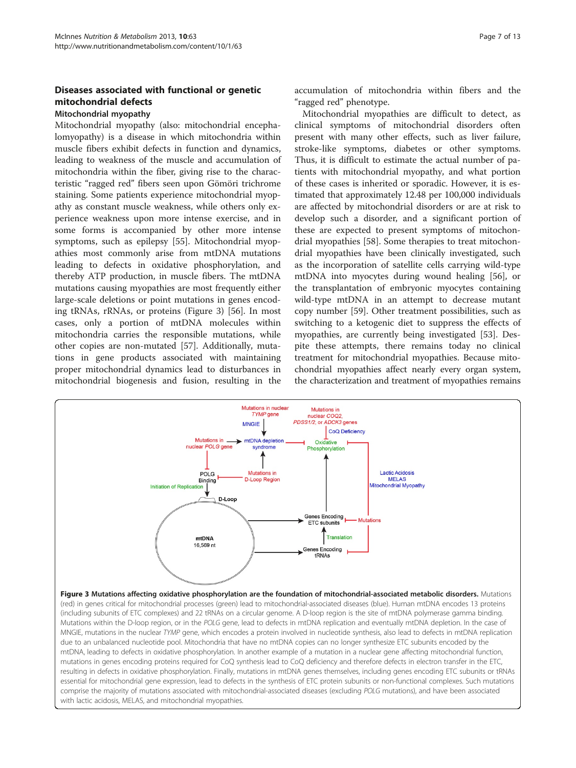## Diseases associated with functional or genetic mitochondrial defects

### Mitochondrial myopathy

Mitochondrial myopathy (also: mitochondrial encephalomyopathy) is a disease in which mitochondria within muscle fibers exhibit defects in function and dynamics, leading to weakness of the muscle and accumulation of mitochondria within the fiber, giving rise to the characteristic "ragged red" fibers seen upon Gömöri trichrome staining. Some patients experience mitochondrial myopathy as constant muscle weakness, while others only experience weakness upon more intense exercise, and in some forms is accompanied by other more intense symptoms, such as epilepsy [55]. Mitochondrial myopathies most commonly arise from mtDNA mutations leading to defects in oxidative phosphorylation, and thereby ATP production, in muscle fibers. The mtDNA mutations causing myopathies are most frequently either large-scale deletions or point mutations in genes encoding tRNAs, rRNAs, or proteins (Figure 3) [56]. In most cases, only a portion of mtDNA molecules within mitochondria carries the responsible mutations, while other copies are non-mutated [57]. Additionally, mutations in gene products associated with maintaining proper mitochondrial dynamics lead to disturbances in mitochondrial biogenesis and fusion, resulting in the accumulation of mitochondria within fibers and the "ragged red" phenotype.

Mitochondrial myopathies are difficult to detect, as clinical symptoms of mitochondrial disorders often present with many other effects, such as liver failure, stroke-like symptoms, diabetes or other symptoms. Thus, it is difficult to estimate the actual number of patients with mitochondrial myopathy, and what portion of these cases is inherited or sporadic. However, it is estimated that approximately 12.48 per 100,000 individuals are affected by mitochondrial disorders or are at risk to develop such a disorder, and a significant portion of these are expected to present symptoms of mitochondrial myopathies [58]. Some therapies to treat mitochondrial myopathies have been clinically investigated, such as the incorporation of satellite cells carrying wild-type mtDNA into myocytes during wound healing [56], or the transplantation of embryonic myocytes containing wild-type mtDNA in an attempt to decrease mutant copy number [59]. Other treatment possibilities, such as switching to a ketogenic diet to suppress the effects of myopathies, are currently being investigated [53]. Despite these attempts, there remains today no clinical treatment for mitochondrial myopathies. Because mitochondrial myopathies affect nearly every organ system, the characterization and treatment of myopathies remains

**Figure 3 Mutations affecting oxidative phosphorylation are the foundation of mitochondrial-associated metabolic disorders.** Mutations (red) in genes critical for mitochondrial processes (green) lead to mitochondrial-associated diseases (blue). Human mtDNA encodes 13 proteins (including subunits of ETC complexes) and 22 tRNAs on a circular genome. A D-loop region is the site of mtDNA polymerase gamma binding. Mutations within the D-loop region, or in the *POLG* gene, lead to defects in mtDNA replication and eventually mtDNA depletion. In the case of MNGIE, mutations in the nuclear *TYMP* gene, which encodes a protein involved in nucleotide synthesis, also lead to defects in mtDNA replication due to an unbalanced nucleotide pool. Mitochondria that have no mtDNA copies can no longer synthesize ETC subunits encoded by the mtDNA, leading to defects in oxidative phosphorylation. In another example of a mutation in a nuclear gene affecting mitochondrial function, mutations in genes encoding proteins required for CoQ synthesis lead to CoQ deficiency and therefore defects in electron transfer in the ETC, resulting in defects in oxidative phosphorylation. Finally, mutations in mtDNA genes themselves, including genes encoding ETC subunits or tRNAs essential for mitochondrial gene expression, lead to defects in the synthesis of ETC protein subunits or non-functional complexes. Such mutations comprise the majority of mutations associated with mitochondrial-associated diseases (excluding *POLG* mutations), and have been associated with lactic acidosis, MELAS, and mitochondrial myopathies.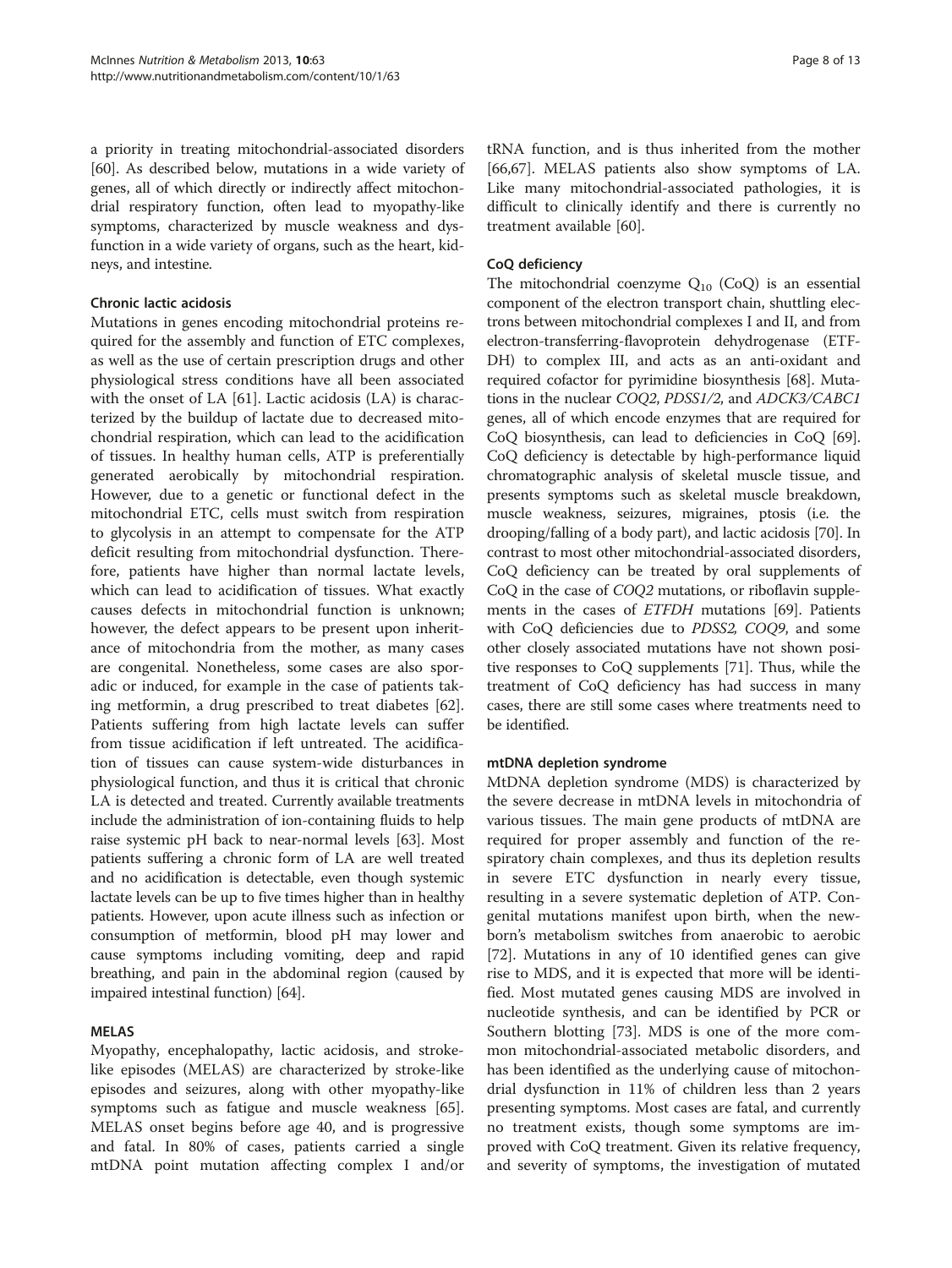a priority in treating mitochondrial-associated disorders [60]. As described below, mutations in a wide variety of genes, all of which directly or indirectly affect mitochondrial respiratory function, often lead to myopathy-like symptoms, characterized by muscle weakness and dysfunction in a wide variety of organs, such as the heart, kidneys, and intestine.

### Chronic lactic acidosis

Mutations in genes encoding mitochondrial proteins required for the assembly and function of ETC complexes, as well as the use of certain prescription drugs and other physiological stress conditions have all been associated with the onset of LA [61]. Lactic acidosis (LA) is characterized by the buildup of lactate due to decreased mitochondrial respiration, which can lead to the acidification of tissues. In healthy human cells, ATP is preferentially generated aerobically by mitochondrial respiration. However, due to a genetic or functional defect in the mitochondrial ETC, cells must switch from respiration to glycolysis in an attempt to compensate for the ATP deficit resulting from mitochondrial dysfunction. Therefore, patients have higher than normal lactate levels, which can lead to acidification of tissues. What exactly causes defects in mitochondrial function is unknown; however, the defect appears to be present upon inheritance of mitochondria from the mother, as many cases are congenital. Nonetheless, some cases are also sporadic or induced, for example in the case of patients taking metformin, a drug prescribed to treat diabetes [62]. Patients suffering from high lactate levels can suffer from tissue acidification if left untreated. The acidification of tissues can cause system-wide disturbances in physiological function, and thus it is critical that chronic LA is detected and treated. Currently available treatments include the administration of ion-containing fluids to help raise systemic pH back to near-normal levels [63]. Most patients suffering a chronic form of LA are well treated and no acidification is detectable, even though systemic lactate levels can be up to five times higher than in healthy patients. However, upon acute illness such as infection or consumption of metformin, blood pH may lower and cause symptoms including vomiting, deep and rapid breathing, and pain in the abdominal region (caused by impaired intestinal function) [64].

### MELAS

Myopathy, encephalopathy, lactic acidosis, and stroke-like episodes (MELAS) are characterized by stroke-like episodes and seizures, along with other myopathy-like symptoms such as fatigue and muscle weakness [65]. MELAS onset begins before age 40, and is progressive and fatal. In 80% of cases, patients carried a single mtDNA point mutation affecting complex I and/or tRNA function, and is thus inherited from the mother [66,67]. MELAS patients also show symptoms of LA. Like many mitochondrial-associated pathologies, it is difficult to clinically identify and there is currently no treatment available [60].

### CoQ deficiency

The mitochondrial coenzyme $Q_{10}$ (CoQ) is an essential component of the electron transport chain, shuttling electrons between mitochondrial complexes I and II, and from electron-transferring-flavoprotein dehydrogenase (ETF-DH) to complex III, and acts as an anti-oxidant and required cofactor for pyrimidine biosynthesis [68]. Mutations in the nuclear *COQ2*, *PDSS1/2*, and *ADCK3/CABC1* genes, all of which encode enzymes that are required for CoQ biosynthesis, can lead to deficiencies in CoQ [69]. CoQ deficiency is detectable by high-performance liquid chromatographic analysis of skeletal muscle tissue, and presents symptoms such as skeletal muscle breakdown, muscle weakness, seizures, migraines, ptosis (i.e. the drooping/falling of a body part), and lactic acidosis [70]. In contrast to most other mitochondrial-associated disorders, CoQ deficiency can be treated by oral supplements of CoQ in the case of *COQ2* mutations, or riboflavin supplements in the cases of *ETFDH* mutations [69]. Patients with CoQ deficiencies due to *PDSS2*, *COQ9*, and some other closely associated mutations have not shown positive responses to CoQ supplements [71]. Thus, while the treatment of CoQ deficiency has had success in many cases, there are still some cases where treatments need to be identified.

### mtDNA depletion syndrome

MtDNA depletion syndrome (MDS) is characterized by the severe decrease in mtDNA levels in mitochondria of various tissues. The main gene products of mtDNA are required for proper assembly and function of the respiratory chain complexes, and thus its depletion results in severe ETC dysfunction in nearly every tissue, resulting in a severe systematic depletion of ATP. Congenital mutations manifest upon birth, when the newborn's metabolism switches from anaerobic to aerobic [72]. Mutations in any of 10 identified genes can give rise to MDS, and it is expected that more will be identified. Most mutated genes causing MDS are involved in nucleotide synthesis, and can be identified by PCR or Southern blotting [73]. MDS is one of the more common mitochondrial-associated metabolic disorders, and has been identified as the underlying cause of mitochondrial dysfunction in 11% of children less than 2 years presenting symptoms. Most cases are fatal, and currently no treatment exists, though some symptoms are improved with CoQ treatment. Given its relative frequency, and severity of symptoms, the investigation of mutated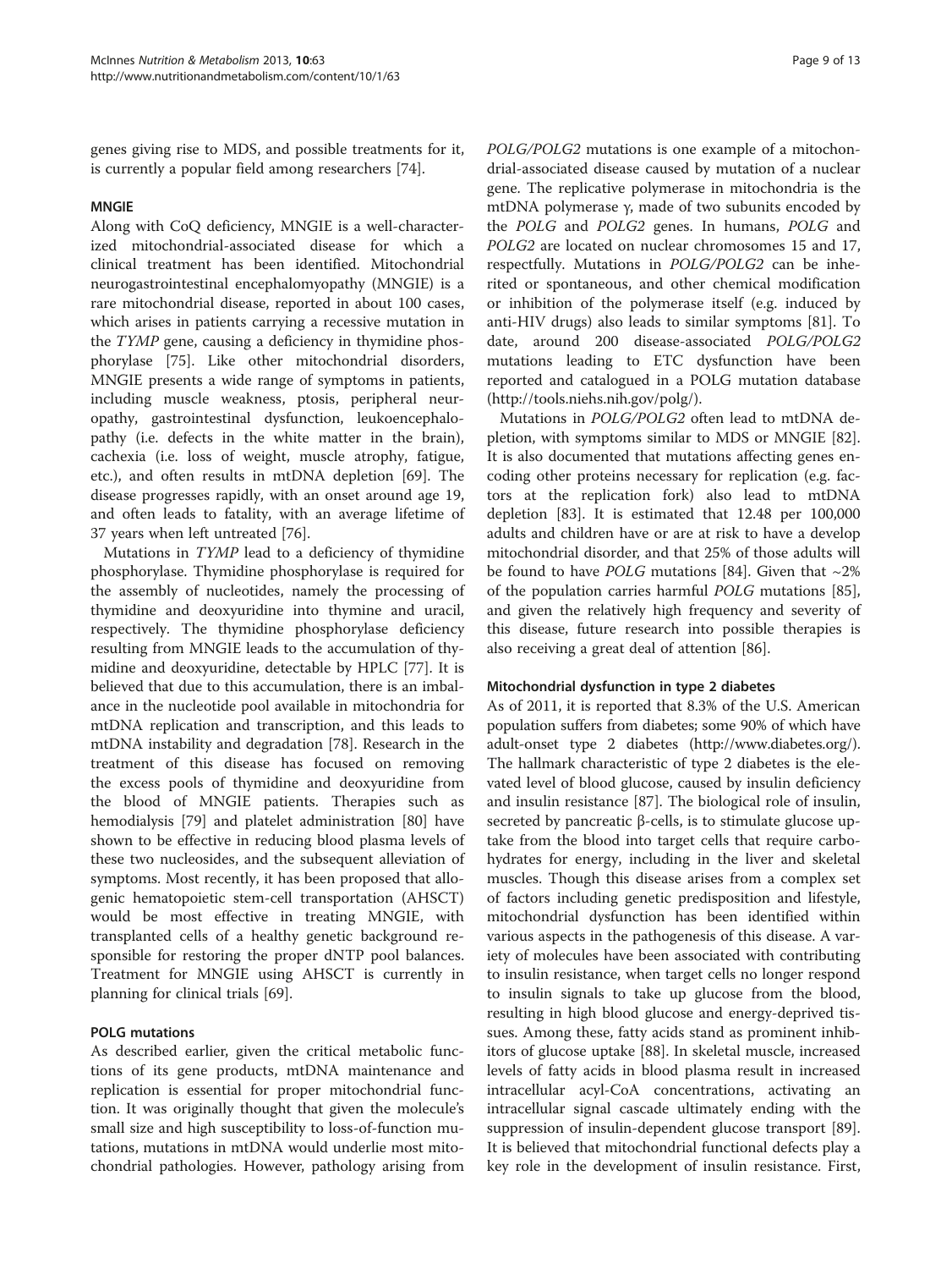genes giving rise to MDS, and possible treatments for it, is currently a popular field among researchers [74].

#### MNGIE

Along with CoQ deficiency, MNGIE is a well-characterized mitochondrial-associated disease for which a clinical treatment has been identified. Mitochondrial neurogastrointestinal encephalomyopathy (MNGIE) is a rare mitochondrial disease, reported in about 100 cases, which arises in patients carrying a recessive mutation in the *TYMP* gene, causing a deficiency in thymidine phosphorylase [75]. Like other mitochondrial disorders, MNGIE presents a wide range of symptoms in patients, including muscle weakness, ptosis, peripheral neuropathy, gastrointestinal dysfunction, leukoencephalopathy (i.e. defects in the white matter in the brain), cachexia (i.e. loss of weight, muscle atrophy, fatigue, etc.), and often results in mtDNA depletion [69]. The disease progresses rapidly, with an onset around age 19, and often leads to fatality, with an average lifetime of 37 years when left untreated [76].

Mutations in *TYMP* lead to a deficiency of thymidine phosphorylase. Thymidine phosphorylase is required for the assembly of nucleotides, namely the processing of thymidine and deoxyuridine into thymine and uracil, respectively. The thymidine phosphorylase deficiency resulting from MNGIE leads to the accumulation of thymidine and deoxyuridine, detectable by HPLC [77]. It is believed that due to this accumulation, there is an imbalance in the nucleotide pool available in mitochondria for mtDNA replication and transcription, and this leads to mtDNA instability and degradation [78]. Research in the treatment of this disease has focused on removing the excess pools of thymidine and deoxyuridine from the blood of MNGIE patients. Therapies such as hemodialysis [79] and platelet administration [80] have shown to be effective in reducing blood plasma levels of these two nucleosides, and the subsequent alleviation of symptoms. Most recently, it has been proposed that allogenic hematopoietic stem-cell transportation (AHSCT) would be most effective in treating MNGIE, with transplanted cells of a healthy genetic background responsible for restoring the proper dNTP pool balances. Treatment for MNGIE using AHSCT is currently in planning for clinical trials [69].

#### POLG mutations

As described earlier, given the critical metabolic functions of its gene products, mtDNA maintenance and replication is essential for proper mitochondrial function. It was originally thought that given the molecule's small size and high susceptibility to loss-of-function mutations, mutations in mtDNA would underlie most mitochondrial pathologies. However, pathology arising from *POLG/POLG2* mutations is one example of a mitochondrial-associated disease caused by mutation of a nuclear gene. The replicative polymerase in mitochondria is the mtDNA polymerase γ, made of two subunits encoded by the *POLG* and *POLG2* genes. In humans, *POLG* and *POLG2* are located on nuclear chromosomes 15 and 17, respectfully. Mutations in *POLG/POLG2* can be inherited or spontaneous, and other chemical modification or inhibition of the polymerase itself (e.g. induced by anti-HIV drugs) also leads to similar symptoms [81]. To date, around 200 disease-associated *POLG/POLG2* mutations leading to ETC dysfunction have been reported and catalogued in a POLG mutation database (http://tools.niehs.nih.gov/polg/).

Mutations in *POLG/POLG2* often lead to mtDNA depletion, with symptoms similar to MDS or MNGIE [82]. It is also documented that mutations affecting genes encoding other proteins necessary for replication (e.g. factors at the replication fork) also lead to mtDNA depletion [83]. It is estimated that 12.48 per 100,000 adults and children have or are at risk to have a develop mitochondrial disorder, and that 25% of those adults will be found to have *POLG* mutations [84]. Given that ~2% of the population carries harmful *POLG* mutations [85], and given the relatively high frequency and severity of this disease, future research into possible therapies is also receiving a great deal of attention [86].

#### Mitochondrial dysfunction in type 2 diabetes

As of 2011, it is reported that 8.3% of the U.S. American population suffers from diabetes; some 90% of which have adult-onset type 2 diabetes (http://www.diabetes.org/). The hallmark characteristic of type 2 diabetes is the elevated level of blood glucose, caused by insulin deficiency and insulin resistance [87]. The biological role of insulin, secreted by pancreatic β-cells, is to stimulate glucose uptake from the blood into target cells that require carbohydrates for energy, including in the liver and skeletal muscles. Though this disease arises from a complex set of factors including genetic predisposition and lifestyle, mitochondrial dysfunction has been identified within various aspects in the pathogenesis of this disease. A variety of molecules have been associated with contributing to insulin resistance, when target cells no longer respond to insulin signals to take up glucose from the blood, resulting in high blood glucose and energy-deprived tissues. Among these, fatty acids stand as prominent inhibitors of glucose uptake [88]. In skeletal muscle, increased levels of fatty acids in blood plasma result in increased intracellular acyl-CoA concentrations, activating an intracellular signal cascade ultimately ending with the suppression of insulin-dependent glucose transport [89]. It is believed that mitochondrial functional defects play a key role in the development of insulin resistance. First,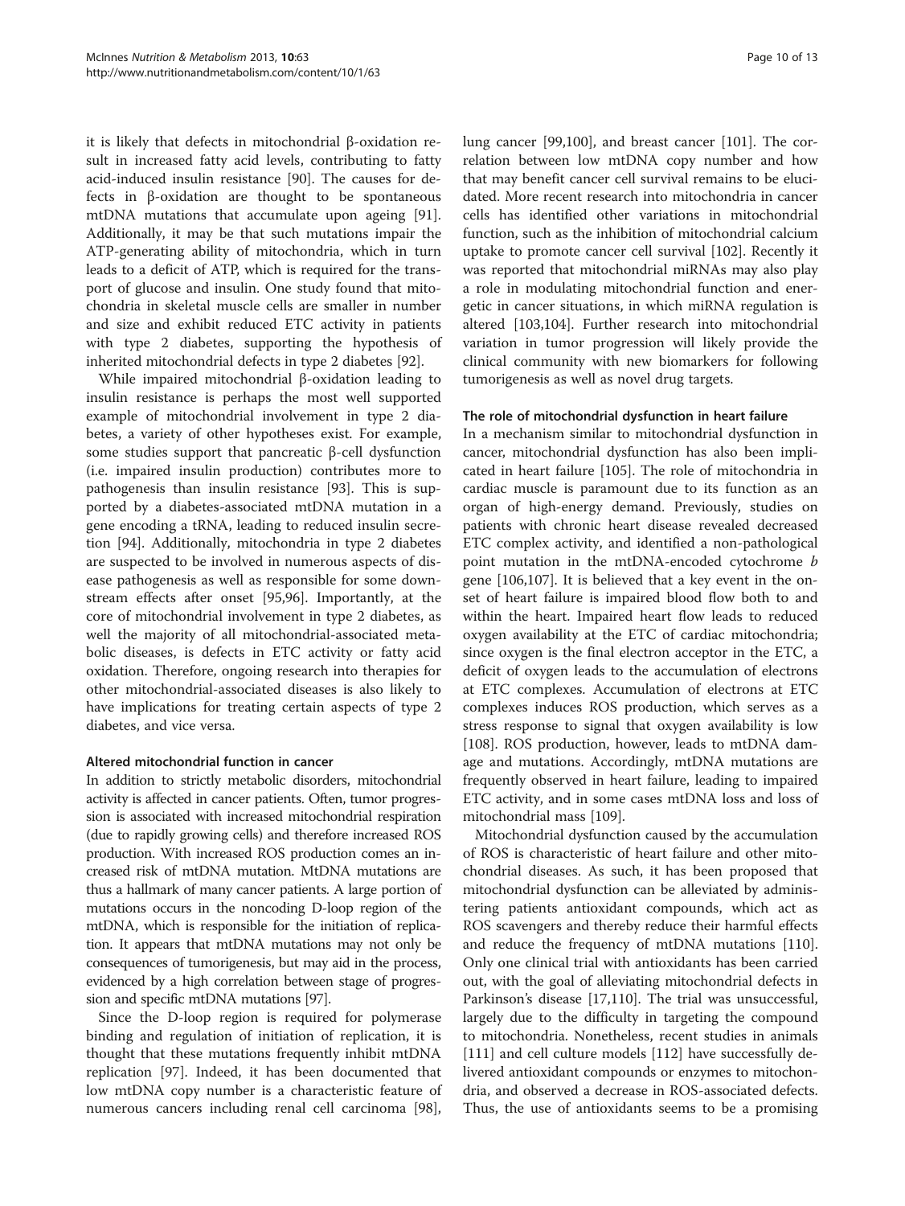it is likely that defects in mitochondrial β-oxidation result in increased fatty acid levels, contributing to fatty acid-induced insulin resistance [90]. The causes for defects in β-oxidation are thought to be spontaneous mtDNA mutations that accumulate upon ageing [91]. Additionally, it may be that such mutations impair the ATP-generating ability of mitochondria, which in turn leads to a deficit of ATP, which is required for the transport of glucose and insulin. One study found that mitochondria in skeletal muscle cells are smaller in number and size and exhibit reduced ETC activity in patients with type 2 diabetes, supporting the hypothesis of inherited mitochondrial defects in type 2 diabetes [92].

While impaired mitochondrial β-oxidation leading to insulin resistance is perhaps the most well supported example of mitochondrial involvement in type 2 diabetes, a variety of other hypotheses exist. For example, some studies support that pancreatic β-cell dysfunction (i.e. impaired insulin production) contributes more to pathogenesis than insulin resistance [93]. This is supported by a diabetes-associated mtDNA mutation in a gene encoding a tRNA, leading to reduced insulin secretion [94]. Additionally, mitochondria in type 2 diabetes are suspected to be involved in numerous aspects of disease pathogenesis as well as responsible for some downstream effects after onset [95,96]. Importantly, at the core of mitochondrial involvement in type 2 diabetes, as well the majority of all mitochondrial-associated metabolic diseases, is defects in ETC activity or fatty acid oxidation. Therefore, ongoing research into therapies for other mitochondrial-associated diseases is also likely to have implications for treating certain aspects of type 2 diabetes, and vice versa.

### Altered mitochondrial function in cancer

In addition to strictly metabolic disorders, mitochondrial activity is affected in cancer patients. Often, tumor progression is associated with increased mitochondrial respiration (due to rapidly growing cells) and therefore increased ROS production. With increased ROS production comes an increased risk of mtDNA mutation. MtDNA mutations are thus a hallmark of many cancer patients. A large portion of mutations occurs in the noncoding D-loop region of the mtDNA, which is responsible for the initiation of replication. It appears that mtDNA mutations may not only be consequences of tumorigenesis, but may aid in the process, evidenced by a high correlation between stage of progression and specific mtDNA mutations [97].

Since the D-loop region is required for polymerase binding and regulation of initiation of replication, it is thought that these mutations frequently inhibit mtDNA replication [97]. Indeed, it has been documented that low mtDNA copy number is a characteristic feature of numerous cancers including renal cell carcinoma [98], lung cancer [99,100], and breast cancer [101]. The correlation between low mtDNA copy number and how that may benefit cancer cell survival remains to be elucidated. More recent research into mitochondria in cancer cells has identified other variations in mitochondrial function, such as the inhibition of mitochondrial calcium uptake to promote cancer cell survival [102]. Recently it was reported that mitochondrial miRNAs may also play a role in modulating mitochondrial function and energetic in cancer situations, in which miRNA regulation is altered [103,104]. Further research into mitochondrial variation in tumor progression will likely provide the clinical community with new biomarkers for following tumorigenesis as well as novel drug targets.

### The role of mitochondrial dysfunction in heart failure

In a mechanism similar to mitochondrial dysfunction in cancer, mitochondrial dysfunction has also been implicated in heart failure [105]. The role of mitochondria in cardiac muscle is paramount due to its function as an organ of high-energy demand. Previously, studies on patients with chronic heart disease revealed decreased ETC complex activity, and identified a non-pathological point mutation in the mtDNA-encoded cytochrome *b* gene [106,107]. It is believed that a key event in the onset of heart failure is impaired blood flow both to and within the heart. Impaired heart flow leads to reduced oxygen availability at the ETC of cardiac mitochondria; since oxygen is the final electron acceptor in the ETC, a deficit of oxygen leads to the accumulation of electrons at ETC complexes. Accumulation of electrons at ETC complexes induces ROS production, which serves as a stress response to signal that oxygen availability is low [108]. ROS production, however, leads to mtDNA damage and mutations. Accordingly, mtDNA mutations are frequently observed in heart failure, leading to impaired ETC activity, and in some cases mtDNA loss and loss of mitochondrial mass [109].

Mitochondrial dysfunction caused by the accumulation of ROS is characteristic of heart failure and other mitochondrial diseases. As such, it has been proposed that mitochondrial dysfunction can be alleviated by administering patients antioxidant compounds, which act as ROS scavengers and thereby reduce their harmful effects and reduce the frequency of mtDNA mutations [110]. Only one clinical trial with antioxidants has been carried out, with the goal of alleviating mitochondrial defects in Parkinson's disease [17,110]. The trial was unsuccessful, largely due to the difficulty in targeting the compound to mitochondria. Nonetheless, recent studies in animals [111] and cell culture models [112] have successfully delivered antioxidant compounds or enzymes to mitochondria, and observed a decrease in ROS-associated defects. Thus, the use of antioxidants seems to be a promising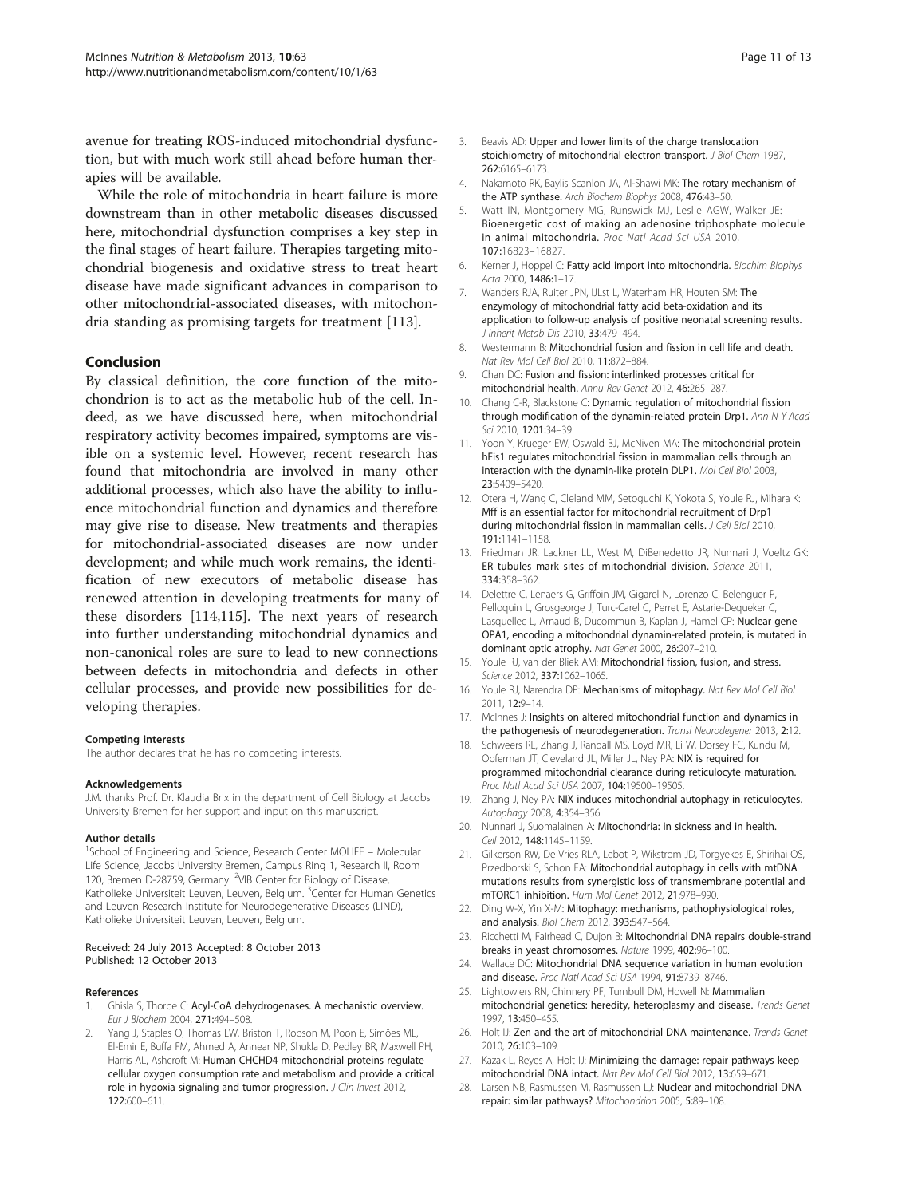avenue for treating ROS-induced mitochondrial dysfunction, but with much work still ahead before human therapies will be available.

While the role of mitochondria in heart failure is more downstream than in other metabolic diseases discussed here, mitochondrial dysfunction comprises a key step in the final stages of heart failure. Therapies targeting mitochondrial biogenesis and oxidative stress to treat heart disease have made significant advances in comparison to other mitochondrial-associated diseases, with mitochondria standing as promising targets for treatment [113].

## Conclusion

By classical definition, the core function of the mitochondrion is to act as the metabolic hub of the cell. Indeed, as we have discussed here, when mitochondrial respiratory activity becomes impaired, symptoms are visible on a systemic level. However, recent research has found that mitochondria are involved in many other additional processes, which also have the ability to influence mitochondrial function and dynamics and therefore may give rise to disease. New treatments and therapies for mitochondrial-associated diseases are now under development; and while much work remains, the identification of new executors of metabolic disease has renewed attention in developing treatments for many of these disorders [114,115]. The next years of research into further understanding mitochondrial dynamics and non-canonical roles are sure to lead to new connections between defects in mitochondria and defects in other cellular processes, and provide new possibilities for developing therapies.

#### Competing interests

The author declares that he has no competing interests.

#### Acknowledgements

J.M. thanks Prof. Dr. Klaudia Brix in the department of Cell Biology at Jacobs University Bremen for her support and input on this manuscript.

#### Author details

[1]School of Engineering and Science, Research Center MOLIFE – Molecular Life Science, Jacobs University Bremen, Campus Ring 1, Research II, Room 120, Bremen D-28759, Germany. [2]VIB Center for Biology of Disease, Katholieke Universiteit Leuven, Leuven, Belgium. [3]Center for Human Genetics and Leuven Research Institute for Neurodegenerative Diseases (LIND), Katholieke Universiteit Leuven, Leuven, Belgium.

Received: 24 July 2013 Accepted: 8 October 2013
Published: 12 October 2013

#### References

1. Ghisla S, Thorpe C: **Acyl-CoA dehydrogenases. A mechanistic overview.** *Eur J Biochem* 2004, **271:**494–508.
2. Yang J, Staples O, Thomas LW, Briston T, Robson M, Poon E, Simões ML, El-Emir E, Buffa FM, Ahmed A, Annear NP, Shukla D, Pedley BR, Maxwell PH, Harris AL, Ashcroft M: **Human CHCHD4 mitochondrial proteins regulate cellular oxygen consumption rate and metabolism and provide a critical role in hypoxia signaling and tumor progression.** *J Clin Invest* 2012, **122:**600–611.
3. Beavis AD: **Upper and lower limits of the charge translocation stoichiometry of mitochondrial electron transport.** *J Biol Chem* 1987, **262:**6165–6173.
4. Nakamoto RK, Baylis Scanlon JA, Al-Shawi MK: **The rotary mechanism of the ATP synthase.** *Arch Biochem Biophys* 2008, **476:**43–50.
5. Watt IN, Montgomery MG, Runswick MJ, Leslie AGW, Walker JE: **Bioenergetic cost of making an adenosine triphosphate molecule in animal mitochondria.** *Proc Natl Acad Sci USA* 2010, **107:**16823–16827.
6. Kerner J, Hoppel C: **Fatty acid import into mitochondria.** *Biochim Biophys Acta* 2000, **1486:**1–17.
7. Wanders RJA, Ruiter JPN, IJLst L, Waterham HR, Houten SM: **The enzymology of mitochondrial fatty acid beta-oxidation and its application to follow-up analysis of positive neonatal screening results.** *J Inherit Metab Dis* 2010, **33:**479–494.
8. Westermann B: **Mitochondrial fusion and fission in cell life and death.** *Nat Rev Mol Cell Biol* 2010, **11:**872–884.
9. Chan DC: **Fusion and fission: interlinked processes critical for mitochondrial health.** *Annu Rev Genet* 2012, **46:**265–287.
10. Chang C-R, Blackstone C: **Dynamic regulation of mitochondrial fission through modification of the dynamin-related protein Drp1.** *Ann N Y Acad Sci* 2010, **1201:**34–39.
11. Yoon Y, Krueger EW, Oswald BJ, McNiven MA: **The mitochondrial protein hFis1 regulates mitochondrial fission in mammalian cells through an interaction with the dynamin-like protein DLP1.** *Mol Cell Biol* 2003, **23:**5409–5420.
12. Otera H, Wang C, Cleland MM, Setoguchi K, Yokota S, Youle RJ, Mihara K: **Mff is an essential factor for mitochondrial recruitment of Drp1 during mitochondrial fission in mammalian cells.** *J Cell Biol* 2010, **191:**1141–1158.
13. Friedman JR, Lackner LL, West M, DiBenedetto JR, Nunnari J, Voeltz GK: **ER tubules mark sites of mitochondrial division.** *Science* 2011, **334:**358–362.
14. Delettre C, Lenaers G, Griffoin JM, Gigarel N, Lorenzo C, Belenguer P, Pelloquin L, Grosgeorge J, Turc-Carel C, Perret E, Astarie-Dequeker C, Lasquellec L, Arnaud B, Ducommun B, Kaplan J, Hamel CP: **Nuclear gene OPA1, encoding a mitochondrial dynamin-related protein, is mutated in dominant optic atrophy.** *Nat Genet* 2000, **26:**207–210.
15. Youle RJ, van der Bliek AM: **Mitochondrial fission, fusion, and stress.** *Science* 2012, **337:**1062–1065.
16. Youle RJ, Narendra DP: **Mechanisms of mitophagy.** *Nat Rev Mol Cell Biol* 2011, **12:**9–14.
17. McInnes J: **Insights on altered mitochondrial function and dynamics in the pathogenesis of neurodegeneration.** *Transl Neurodegener* 2013, **2:**12.
18. Schweers RL, Zhang J, Randall MS, Loyd MR, Li W, Dorsey FC, Kundu M, Opferman JT, Cleveland JL, Miller JL, Ney PA: **NIX is required for programmed mitochondrial clearance during reticulocyte maturation.** *Proc Natl Acad Sci USA* 2007, **104:**19500–19505.
19. Zhang J, Ney PA: **NIX induces mitochondrial autophagy in reticulocytes.** *Autophagy* 2008, **4:**354–356.
20. Nunnari J, Suomalainen A: **Mitochondria: in sickness and in health.** *Cell* 2012, **148:**1145–1159.
21. Gilkerson RW, De Vries RLA, Lebot P, Wikstrom JD, Torgyekes E, Shirihai OS, Przedborski S, Schon EA: **Mitochondrial autophagy in cells with mtDNA mutations results from synergistic loss of transmembrane potential and mTORC1 inhibition.** *Hum Mol Genet* 2012, **21:**978–990.
22. Ding W-X, Yin X-M: **Mitophagy: mechanisms, pathophysiological roles, and analysis.** *Biol Chem* 2012, **393:**547–564.
23. Ricchetti M, Fairhead C, Dujon B: **Mitochondrial DNA repairs double-strand breaks in yeast chromosomes.** *Nature* 1999, **402:**96–100.
24. Wallace DC: **Mitochondrial DNA sequence variation in human evolution and disease.** *Proc Natl Acad Sci USA* 1994, **91:**8739–8746.
25. Lightowlers RN, Chinnery PF, Turnbull DM, Howell N: **Mammalian mitochondrial genetics: heredity, heteroplasmy and disease.** *Trends Genet* 1997, **13:**450–455.
26. Holt IJ: **Zen and the art of mitochondrial DNA maintenance.** *Trends Genet* 2010, **26:**103–109.
27. Kazak L, Reyes A, Holt IJ: **Minimizing the damage: repair pathways keep mitochondrial DNA intact.** *Nat Rev Mol Cell Biol* 2012, **13:**659–671.
28. Larsen NB, Rasmussen M, Rasmussen LJ: **Nuclear and mitochondrial DNA repair: similar pathways?** *Mitochondrion* 2005, **5:**89–108.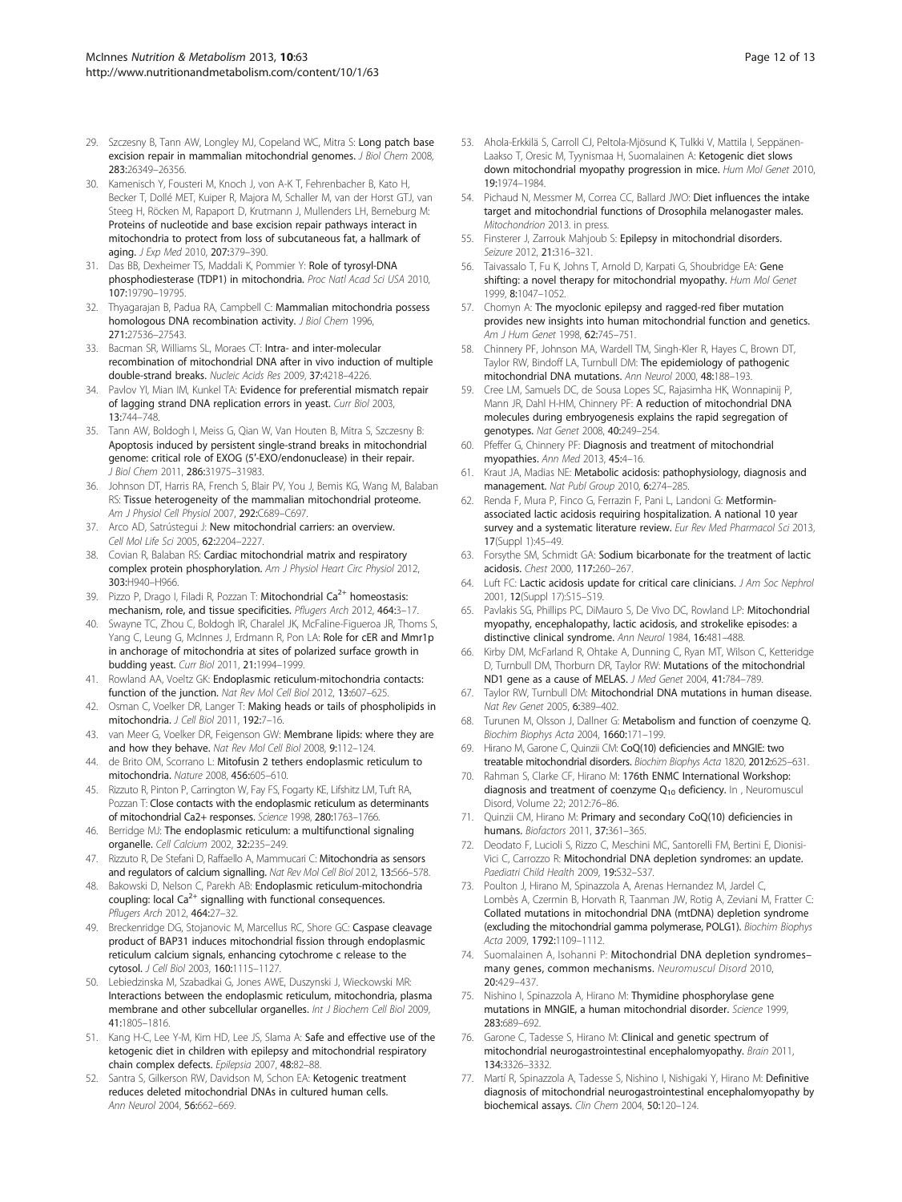29. Szczesny B, Tann AW, Longley MJ, Copeland WC, Mitra S: **Long patch base excision repair in mammalian mitochondrial genomes.** *J Biol Chem* 2008, **283:**26349–26356.
30. Kamenisch Y, Fousteri M, Knoch J, von A-K T, Fehrenbacher B, Kato H, Becker T, Dollé MET, Kuiper R, Majora M, Schaller M, van der Horst GTJ, van Steeg H, Röcken M, Rapaport D, Krutmann J, Mullenders LH, Berneburg M: **Proteins of nucleotide and base excision repair pathways interact in mitochondria to protect from loss of subcutaneous fat, a hallmark of aging.** *J Exp Med* 2010, **207:**379–390.
31. Das BB, Dexheimer TS, Maddali K, Pommier Y: **Role of tyrosyl-DNA phosphodiesterase (TDP1) in mitochondria.** *Proc Natl Acad Sci USA* 2010, **107:**19790–19795.
32. Thyagarajan B, Padua RA, Campbell C: **Mammalian mitochondria possess homologous DNA recombination activity.** *J Biol Chem* 1996, **271:**27536–27543.
33. Bacman SR, Williams SL, Moraes CT: **Intra- and inter-molecular recombination of mitochondrial DNA after in vivo induction of multiple double-strand breaks.** *Nucleic Acids Res* 2009, **37:**4218–4226.
34. Pavlov YI, Mian IM, Kunkel TA: **Evidence for preferential mismatch repair of lagging strand DNA replication errors in yeast.** *Curr Biol* 2003, **13:**744–748.
35. Tann AW, Boldogh I, Meiss G, Qian W, Van Houten B, Mitra S, Szczesny B: **Apoptosis induced by persistent single-strand breaks in mitochondrial genome: critical role of EXOG (5′-EXO/endonuclease) in their repair.** *J Biol Chem* 2011, **286:**31975–31983.
36. Johnson DT, Harris RA, French S, Blair PV, You J, Bemis KG, Wang M, Balaban RS: **Tissue heterogeneity of the mammalian mitochondrial proteome.** *Am J Physiol Cell Physiol* 2007, **292:**C689–C697.
37. Arco AD, Satrústegui J: **New mitochondrial carriers: an overview.** *Cell Mol Life Sci* 2005, **62:**2204–2227.
38. Covian R, Balaban RS: **Cardiac mitochondrial matrix and respiratory complex protein phosphorylation.** *Am J Physiol Heart Circ Physiol* 2012, **303:**H940–H966.
39. Pizzo P, Drago I, Filadi R, Pozzan T: **Mitochondrial $Ca^{2+}$ homeostasis: mechanism, role, and tissue specificities.** *Pflugers Arch* 2012, **464:**3–17.
40. Swayne TC, Zhou C, Boldogh IR, Charalel JK, McFaline-Figueroa JR, Thoms S, Yang C, Leung G, McInnes J, Erdmann R, Pon LA: **Role for cER and Mmr1p in anchorage of mitochondria at sites of polarized surface growth in budding yeast.** *Curr Biol* 2011, **21:**1994–1999.
41. Rowland AA, Voeltz GK: **Endoplasmic reticulum-mitochondria contacts: function of the junction.** *Nat Rev Mol Cell Biol* 2012, **13:**607–625.
42. Osman C, Voelker DR, Langer T: **Making heads or tails of phospholipids in mitochondria.** *J Cell Biol* 2011, **192:**7–16.
43. van Meer G, Voelker DR, Feigenson GW: **Membrane lipids: where they are and how they behave.** *Nat Rev Mol Cell Biol* 2008, **9:**112–124.
44. de Brito OM, Scorrano L: **Mitofusin 2 tethers endoplasmic reticulum to mitochondria.** *Nature* 2008, **456:**605–610.
45. Rizzuto R, Pinton P, Carrington W, Fay FS, Fogarty KE, Lifshitz LM, Tuft RA, Pozzan T: **Close contacts with the endoplasmic reticulum as determinants of mitochondrial Ca2+ responses.** *Science* 1998, **280:**1763–1766.
46. Berridge MJ: **The endoplasmic reticulum: a multifunctional signaling organelle.** *Cell Calcium* 2002, **32:**235–249.
47. Rizzuto R, De Stefani D, Raffaello A, Mammucari C: **Mitochondria as sensors and regulators of calcium signalling.** *Nat Rev Mol Cell Biol* 2012, **13:**566–578.
48. Bakowski D, Nelson C, Parekh AB: **Endoplasmic reticulum-mitochondria coupling: local $Ca^{2+}$ signalling with functional consequences.** *Pflugers Arch* 2012, **464:**27–32.
49. Breckenridge DG, Stojanovic M, Marcellus RC, Shore GC: **Caspase cleavage product of BAP31 induces mitochondrial fission through endoplasmic reticulum calcium signals, enhancing cytochrome c release to the cytosol.** *J Cell Biol* 2003, **160:**1115–1127.
50. Lebiedzinska M, Szabadkai G, Jones AWE, Duszynski J, Wieckowski MR: **Interactions between the endoplasmic reticulum, mitochondria, plasma membrane and other subcellular organelles.** *Int J Biochem Cell Biol* 2009, **41:**1805–1816.
51. Kang H-C, Lee Y-M, Kim HD, Lee JS, Slama A: **Safe and effective use of the ketogenic diet in children with epilepsy and mitochondrial respiratory chain complex defects.** *Epilepsia* 2007, **48:**82–88.
52. Santra S, Gilkerson RW, Davidson M, Schon EA: **Ketogenic treatment reduces deleted mitochondrial DNAs in cultured human cells.** *Ann Neurol* 2004, **56:**662–669.
53. Ahola-Erkkilä S, Carroll CJ, Peltola-Mjösund K, Tulkki V, Mattila I, Seppänen-Laakso T, Oresic M, Tyynismaa H, Suomalainen A: **Ketogenic diet slows down mitochondrial myopathy progression in mice.** *Hum Mol Genet* 2010, **19:**1974–1984.
54. Pichaud N, Messmer M, Correa CC, Ballard JWO: **Diet influences the intake target and mitochondrial functions of Drosophila melanogaster males.** *Mitochondrion* 2013. in press.
55. Finsterer J, Zarrouk Mahjoub S: **Epilepsy in mitochondrial disorders.** *Seizure* 2012, **21:**316–321.
56. Taivassalo T, Fu K, Johns T, Arnold D, Karpati G, Shoubridge EA: **Gene shifting: a novel therapy for mitochondrial myopathy.** *Hum Mol Genet* 1999, **8:**1047–1052.
57. Chomyn A: **The myoclonic epilepsy and ragged-red fiber mutation provides new insights into human mitochondrial function and genetics.** *Am J Hum Genet* 1998, **62:**745–751.
58. Chinnery PF, Johnson MA, Wardell TM, Singh-Kler R, Hayes C, Brown DT, Taylor RW, Bindoff LA, Turnbull DM: **The epidemiology of pathogenic mitochondrial DNA mutations.** *Ann Neurol* 2000, **48:**188–193.
59. Cree LM, Samuels DC, de Sousa Lopes SC, Rajasimha HK, Wonnapinij P, Mann JR, Dahl H-HM, Chinnery PF: **A reduction of mitochondrial DNA molecules during embryogenesis explains the rapid segregation of genotypes.** *Nat Genet* 2008, **40:**249–254.
60. Pfeffer G, Chinnery PF: **Diagnosis and treatment of mitochondrial myopathies.** *Ann Med* 2013, **45:**4–16.
61. Kraut JA, Madias NE: **Metabolic acidosis: pathophysiology, diagnosis and management.** *Nat Publ Group* 2010, **6:**274–285.
62. Renda F, Mura P, Finco G, Ferrazin F, Pani L, Landoni G: **Metformin-associated lactic acidosis requiring hospitalization. A national 10 year survey and a systematic literature review.** *Eur Rev Med Pharmacol Sci* 2013, **17**(Suppl 1):45–49.
63. Forsythe SM, Schmidt GA: **Sodium bicarbonate for the treatment of lactic acidosis.** *Chest* 2000, **117:**260–267.
64. Luft FC: **Lactic acidosis update for critical care clinicians.** *J Am Soc Nephrol* 2001, **12**(Suppl 17):S15–S19.
65. Pavlakis SG, Phillips PC, DiMauro S, De Vivo DC, Rowland LP: **Mitochondrial myopathy, encephalopathy, lactic acidosis, and strokelike episodes: a distinctive clinical syndrome.** *Ann Neurol* 1984, **16:**481–488.
66. Kirby DM, McFarland R, Ohtake A, Dunning C, Ryan MT, Wilson C, Ketteridge D, Turnbull DM, Thorburn DR, Taylor RW: **Mutations of the mitochondrial ND1 gene as a cause of MELAS.** *J Med Genet* 2004, **41:**784–789.
67. Taylor RW, Turnbull DM: **Mitochondrial DNA mutations in human disease.** *Nat Rev Genet* 2005, **6:**389–402.
68. Turunen M, Olsson J, Dallner G: **Metabolism and function of coenzyme Q.** *Biochim Biophys Acta* 2004, **1660:**171–199.
69. Hirano M, Garone C, Quinzii CM: **CoQ(10) deficiencies and MNGIE: two treatable mitochondrial disorders.** *Biochim Biophys Acta* 1820, **2012:**625–631.
70. Rahman S, Clarke CF, Hirano M: **176th ENMC International Workshop: diagnosis and treatment of coenzyme $Q_{10}$ deficiency.** In , Neuromuscul Disord, Volume 22; 2012:76–86.
71. Quinzii CM, Hirano M: **Primary and secondary CoQ(10) deficiencies in humans.** *Biofactors* 2011, **37:**361–365.
72. Deodato F, Lucioli S, Rizzo C, Meschini MC, Santorelli FM, Bertini E, Dionisi-Vici C, Carrozzo R: **Mitochondrial DNA depletion syndromes: an update.** *Paediatri Child Health* 2009, **19:**S32–S37.
73. Poulton J, Hirano M, Spinazzola A, Arenas Hernandez M, Jardel C, Lombès A, Czermin B, Horvath R, Taanman JW, Rotig A, Zeviani M, Fratter C: **Collated mutations in mitochondrial DNA (mtDNA) depletion syndrome (excluding the mitochondrial gamma polymerase, POLG1).** *Biochim Biophys Acta* 2009, **1792:**1109–1112.
74. Suomalainen A, Isohanni P: **Mitochondrial DNA depletion syndromes–many genes, common mechanisms.** *Neuromuscul Disord* 2010, **20:**429–437.
75. Nishino I, Spinazzola A, Hirano M: **Thymidine phosphorylase gene mutations in MNGIE, a human mitochondrial disorder.** *Science* 1999, **283:**689–692.
76. Garone C, Tadesse S, Hirano M: **Clinical and genetic spectrum of mitochondrial neurogastrointestinal encephalomyopathy.** *Brain* 2011, **134:**3326–3332.
77. Martí R, Spinazzola A, Tadesse S, Nishino I, Nishigaki Y, Hirano M: **Definitive diagnosis of mitochondrial neurogastrointestinal encephalomyopathy by biochemical assays.** *Clin Chem* 2004, **50:**120–124.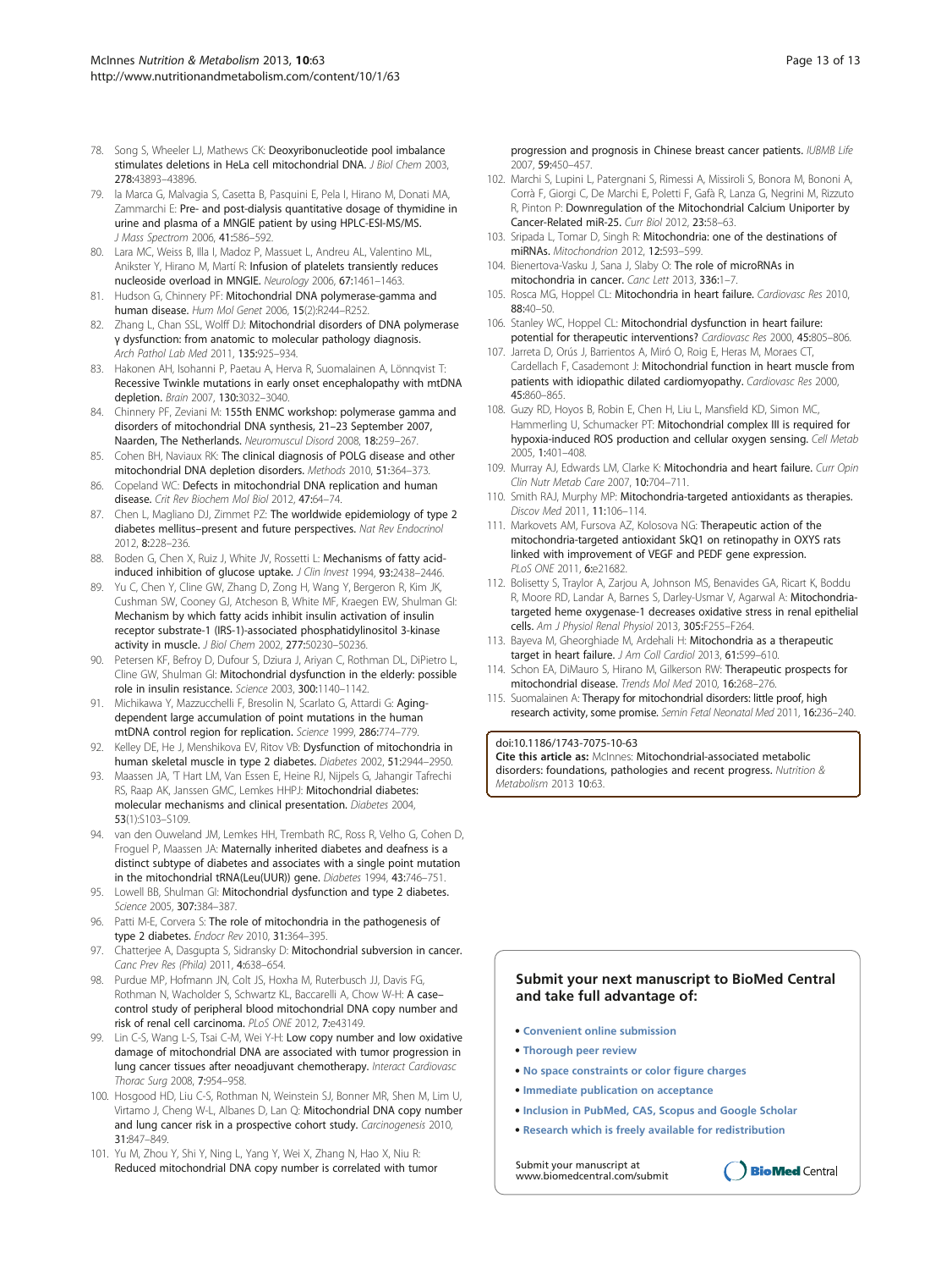78. Song S, Wheeler LJ, Mathews CK: Deoxyribonucleotide pool imbalance stimulates deletions in HeLa cell mitochondrial DNA. *J Biol Chem* 2003, **278:**43893–43896.
79. la Marca G, Malvagia S, Casetta B, Pasquini E, Pela I, Hirano M, Donati MA, Zammarchi E: Pre- and post-dialysis quantitative dosage of thymidine in urine and plasma of a MNGIE patient by using HPLC-ESI-MS/MS. *J Mass Spectrom* 2006, **41:**586–592.
80. Lara MC, Weiss B, Illa I, Madoz P, Massuet L, Andreu AL, Valentino ML, Anikster Y, Hirano M, Martí R: Infusion of platelets transiently reduces nucleoside overload in MNGIE. *Neurology* 2006, **67:**1461–1463.
81. Hudson G, Chinnery PF: Mitochondrial DNA polymerase-gamma and human disease. *Hum Mol Genet* 2006, **15**(2):R244–R252.
82. Zhang L, Chan SSL, Wolff DJ: Mitochondrial disorders of DNA polymerase γ dysfunction: from anatomic to molecular pathology diagnosis. *Arch Pathol Lab Med* 2011, **135:**925–934.
83. Hakonen AH, Isohanni P, Paetau A, Herva R, Suomalainen A, Lönnqvist T: Recessive Twinkle mutations in early onset encephalopathy with mtDNA depletion. *Brain* 2007, **130:**3032–3040.
84. Chinnery PF, Zeviani M: 155th ENMC workshop: polymerase gamma and disorders of mitochondrial DNA synthesis, 21–23 September 2007, Naarden, The Netherlands. *Neuromuscul Disord* 2008, **18:**259–267.
85. Cohen BH, Naviaux RK: The clinical diagnosis of POLG disease and other mitochondrial DNA depletion disorders. *Methods* 2010, **51:**364–373.
86. Copeland WC: Defects in mitochondrial DNA replication and human disease. *Crit Rev Biochem Mol Biol* 2012, **47:**64–74.
87. Chen L, Magliano DJ, Zimmet PZ: The worldwide epidemiology of type 2 diabetes mellitus–present and future perspectives. *Nat Rev Endocrinol* 2012, **8:**228–236.
88. Boden G, Chen X, Ruiz J, White JV, Rossetti L: Mechanisms of fatty acid-induced inhibition of glucose uptake. *J Clin Invest* 1994, **93:**2438–2446.
89. Yu C, Chen Y, Cline GW, Zhang D, Zong H, Wang Y, Bergeron R, Kim JK, Cushman SW, Cooney GJ, Atcheson B, White MF, Kraegen EW, Shulman GI: Mechanism by which fatty acids inhibit insulin activation of insulin receptor substrate-1 (IRS-1)-associated phosphatidylinositol 3-kinase activity in muscle. *J Biol Chem* 2002, **277:**50230–50236.
90. Petersen KF, Befroy D, Dufour S, Dziura J, Ariyan C, Rothman DL, DiPietro L, Cline GW, Shulman GI: Mitochondrial dysfunction in the elderly: possible role in insulin resistance. *Science* 2003, **300:**1140–1142.
91. Michikawa Y, Mazzucchelli F, Bresolin N, Scarlato G, Attardi G: Aging-dependent large accumulation of point mutations in the human mtDNA control region for replication. *Science* 1999, **286:**774–779.
92. Kelley DE, He J, Menshikova EV, Ritov VB: Dysfunction of mitochondria in human skeletal muscle in type 2 diabetes. *Diabetes* 2002, **51:**2944–2950.
93. Maassen JA, 'T Hart LM, Van Essen E, Heine RJ, Nijpels G, Jahangir Tafrechi RS, Raap AK, Janssen GMC, Lemkes HHPJ: Mitochondrial diabetes: molecular mechanisms and clinical presentation. *Diabetes* 2004, **53**(1):S103–S109.
94. van den Ouweland JM, Lemkes HH, Trembath RC, Ross R, Velho G, Cohen D, Froguel P, Maassen JA: Maternally inherited diabetes and deafness is a distinct subtype of diabetes and associates with a single point mutation in the mitochondrial tRNA(Leu(UUR)) gene. *Diabetes* 1994, **43:**746–751.
95. Lowell BB, Shulman GI: Mitochondrial dysfunction and type 2 diabetes. *Science* 2005, **307:**384–387.
96. Patti M-E, Corvera S: The role of mitochondria in the pathogenesis of type 2 diabetes. *Endocr Rev* 2010, **31:**364–395.
97. Chatterjee A, Dasgupta S, Sidransky D: Mitochondrial subversion in cancer. *Canc Prev Res (Phila)* 2011, **4:**638–654.
98. Purdue MP, Hofmann JN, Colt JS, Hoxha M, Ruterbusch JJ, Davis FG, Rothman N, Wacholder S, Schwartz KL, Baccarelli A, Chow W-H: A case–control study of peripheral blood mitochondrial DNA copy number and risk of renal cell carcinoma. *PLoS ONE* 2012, **7:**e43149.
99. Lin C-S, Wang L-S, Tsai C-M, Wei Y-H: Low copy number and low oxidative damage of mitochondrial DNA are associated with tumor progression in lung cancer tissues after neoadjuvant chemotherapy. *Interact Cardiovasc Thorac Surg* 2008, **7:**954–958.
100. Hosgood HD, Liu C-S, Rothman N, Weinstein SJ, Bonner MR, Shen M, Lim U, Virtamo J, Cheng W-L, Albanes D, Lan Q: Mitochondrial DNA copy number and lung cancer risk in a prospective cohort study. *Carcinogenesis* 2010, **31:**847–849.
101. Yu M, Zhou Y, Shi Y, Ning L, Yang Y, Wei X, Zhang N, Hao X, Niu R: Reduced mitochondrial DNA copy number is correlated with tumor progression and prognosis in Chinese breast cancer patients. *IUBMB Life* 2007, **59:**450–457.
102. Marchi S, Lupini L, Patergnani S, Rimessi A, Missiroli S, Bonora M, Bononi A, Corrà F, Giorgi C, De Marchi E, Poletti F, Gafà R, Lanza G, Negrini M, Rizzuto R, Pinton P: Downregulation of the Mitochondrial Calcium Uniporter by Cancer-Related miR-25. *Curr Biol* 2012, **23:**58–63.
103. Sripada L, Tomar D, Singh R: Mitochondria: one of the destinations of miRNAs. *Mitochondrion* 2012, **12:**593–599.
104. Bienertova-Vasku J, Sana J, Slaby O: The role of microRNAs in mitochondria in cancer. *Canc Lett* 2013, **336:**1–7.
105. Rosca MG, Hoppel CL: Mitochondria in heart failure. *Cardiovasc Res* 2010, **88:**40–50.
106. Stanley WC, Hoppel CL: Mitochondrial dysfunction in heart failure: potential for therapeutic interventions? *Cardiovasc Res* 2000, **45:**805–806.
107. Jarreta D, Orús J, Barrientos A, Miró O, Roig E, Heras M, Moraes CT, Cardellach F, Casademont J: Mitochondrial function in heart muscle from patients with idiopathic dilated cardiomyopathy. *Cardiovasc Res* 2000, **45:**860–865.
108. Guzy RD, Hoyos B, Robin E, Chen H, Liu L, Mansfield KD, Simon MC, Hammerling U, Schumacker PT: Mitochondrial complex III is required for hypoxia-induced ROS production and cellular oxygen sensing. *Cell Metab* 2005, **1:**401–408.
109. Murray AJ, Edwards LM, Clarke K: Mitochondria and heart failure. *Curr Opin Clin Nutr Metab Care* 2007, **10:**704–711.
110. Smith RAJ, Murphy MP: Mitochondria-targeted antioxidants as therapies. *Discov Med* 2011, **11:**106–114.
111. Markovets AM, Fursova AZ, Kolosova NG: Therapeutic action of the mitochondria-targeted antioxidant SkQ1 on retinopathy in OXYS rats linked with improvement of VEGF and PEDF gene expression. *PLoS ONE* 2011, **6:**e21682.
112. Bolisetty S, Traylor A, Zarjou A, Johnson MS, Benavides GA, Ricart K, Boddu R, Moore RD, Landar A, Barnes S, Darley-Usmar V, Agarwal A: Mitochondria-targeted heme oxygenase-1 decreases oxidative stress in renal epithelial cells. *Am J Physiol Renal Physiol* 2013, **305:**F255–F264.
113. Bayeva M, Gheorghiade M, Ardehali H: Mitochondria as a therapeutic target in heart failure. *J Am Coll Cardiol* 2013, **61:**599–610.
114. Schon EA, DiMauro S, Hirano M, Gilkerson RW: Therapeutic prospects for mitochondrial disease. *Trends Mol Med* 2010, **16:**268–276.
115. Suomalainen A: Therapy for mitochondrial disorders: little proof, high research activity, some promise. *Semin Fetal Neonatal Med* 2011, **16:**236–240.

doi:10.1186/1743-7075-10-63

**Cite this article as:** McInnes: Mitochondrial-associated metabolic disorders: foundations, pathologies and recent progress. *Nutrition & Metabolism* 2013 **10**:63.

**Submit your next manuscript to BioMed Central and take full advantage of:**

- **Convenient online submission**
- **Thorough peer review**
- **No space constraints or color figure charges**
- **Immediate publication on acceptance**
- **Inclusion in PubMed, CAS, Scopus and Google Scholar**
- **Research which is freely available for redistribution**

Submit your manuscript at www.biomedcentral.com/submit

BioMed Central